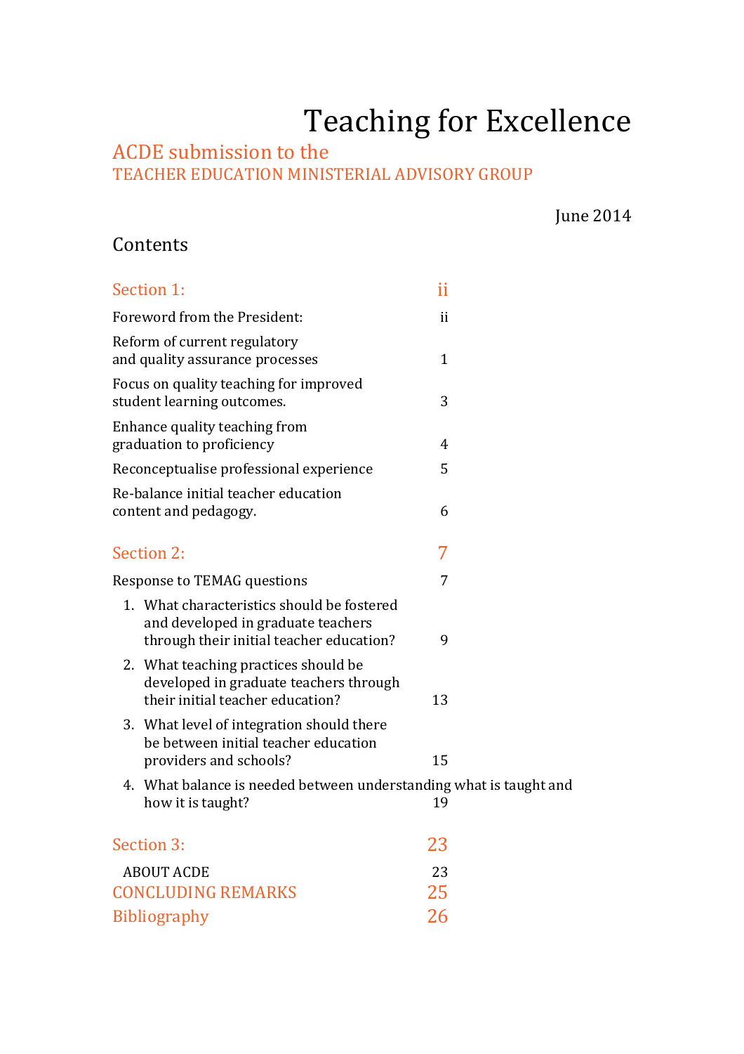# Teaching for Excellence

## ACDE submission to the TEACHER EDUCATION MINISTERIAL ADVISORY GROUP

June 2014

## Contents

| | |
|---|---|
| **Section 1:** | **ii** |
| Foreword from the President: | ii |
| Reform of current regulatory and quality assurance processes | 1 |
| Focus on quality teaching for improved student learning outcomes. | 3 |
| Enhance quality teaching from graduation to proficiency | 4 |
| Reconceptualise professional experience | 5 |
| Re-balance initial teacher education content and pedagogy. | 6 |
| **Section 2:** | **7** |
| Response to TEMAG questions | 7 |
| 1. What characteristics should be fostered and developed in graduate teachers through their initial teacher education? | 9 |
| 2. What teaching practices should be developed in graduate teachers through their initial teacher education? | 13 |
| 3. What level of integration should there be between initial teacher education providers and schools? | 15 |
| 4. What balance is needed between understanding what is taught and how it is taught? | 19 |
| **Section 3:** | **23** |
| ABOUT ACDE | 23 |
| **CONCLUDING REMARKS** | **25** |
| **Bibliography** | **26** |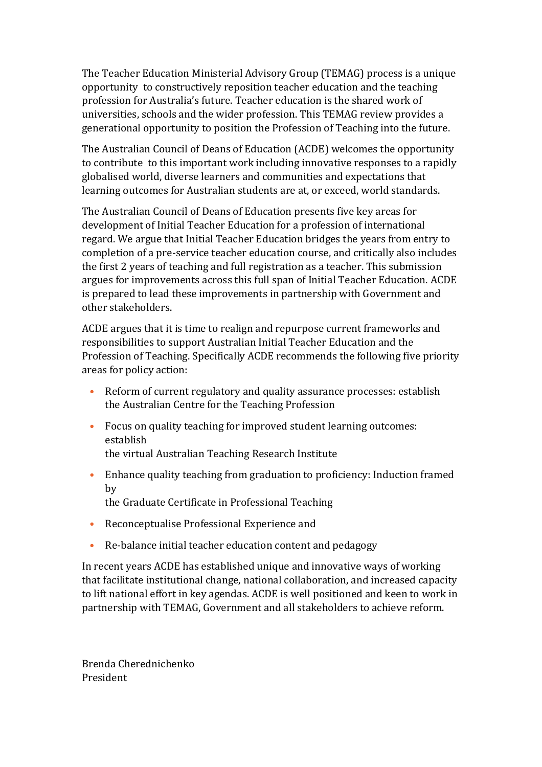The Teacher Education Ministerial Advisory Group (TEMAG) process is a unique opportunity to constructively reposition teacher education and the teaching profession for Australia's future. Teacher education is the shared work of universities, schools and the wider profession. This TEMAG review provides a generational opportunity to position the Profession of Teaching into the future.

The Australian Council of Deans of Education (ACDE) welcomes the opportunity to contribute to this important work including innovative responses to a rapidly globalised world, diverse learners and communities and expectations that learning outcomes for Australian students are at, or exceed, world standards.

The Australian Council of Deans of Education presents five key areas for development of Initial Teacher Education for a profession of international regard. We argue that Initial Teacher Education bridges the years from entry to completion of a pre-service teacher education course, and critically also includes the first 2 years of teaching and full registration as a teacher. This submission argues for improvements across this full span of Initial Teacher Education. ACDE is prepared to lead these improvements in partnership with Government and other stakeholders.

ACDE argues that it is time to realign and repurpose current frameworks and responsibilities to support Australian Initial Teacher Education and the Profession of Teaching. Specifically ACDE recommends the following five priority areas for policy action:

- Reform of current regulatory and quality assurance processes: establish the Australian Centre for the Teaching Profession
- Focus on quality teaching for improved student learning outcomes: establish the virtual Australian Teaching Research Institute
- Enhance quality teaching from graduation to proficiency: Induction framed by the Graduate Certificate in Professional Teaching
- Reconceptualise Professional Experience and
- Re-balance initial teacher education content and pedagogy

In recent years ACDE has established unique and innovative ways of working that facilitate institutional change, national collaboration, and increased capacity to lift national effort in key agendas. ACDE is well positioned and keen to work in partnership with TEMAG, Government and all stakeholders to achieve reform.

Brenda Cherednichenko
President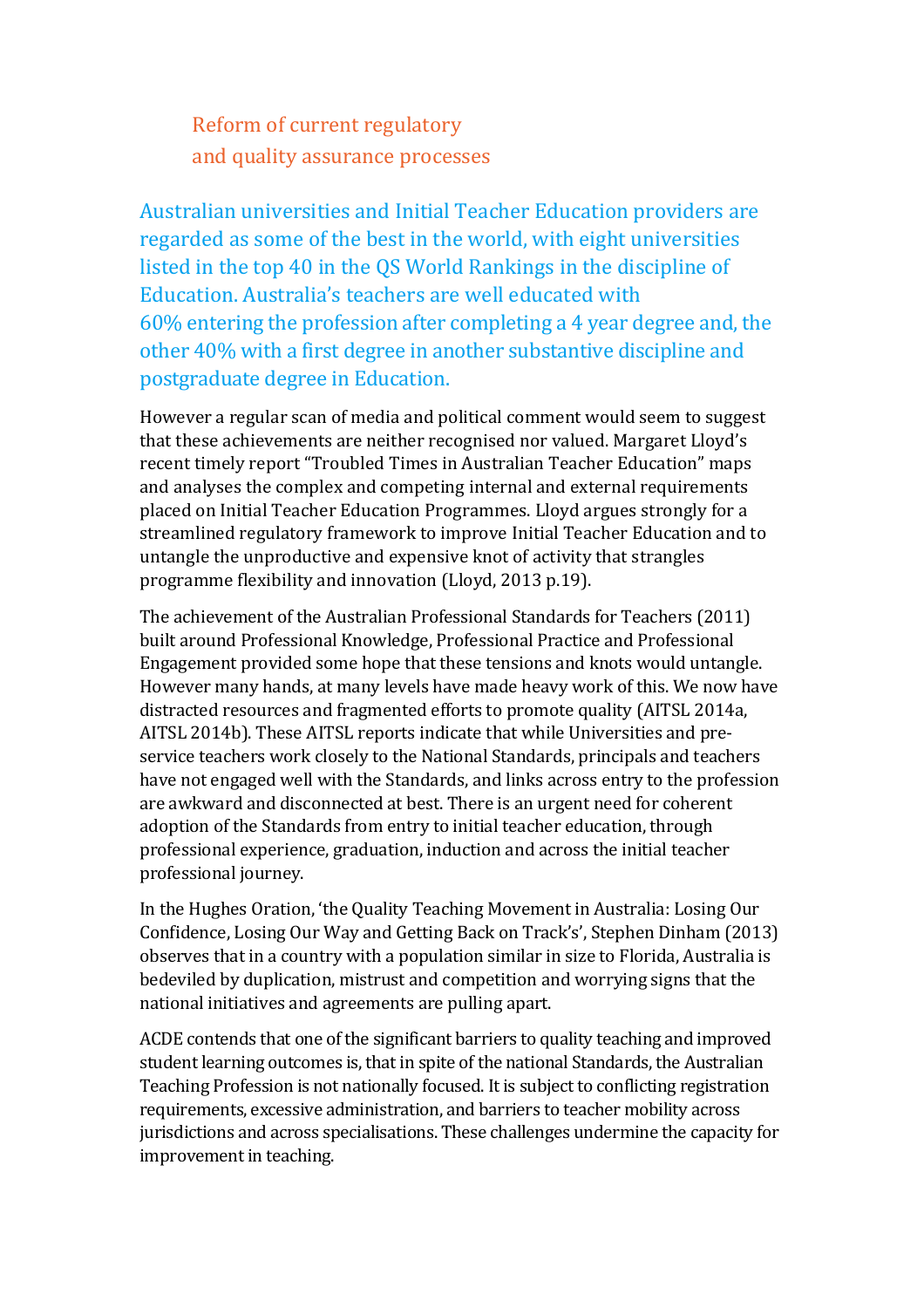## Reform of current regulatory and quality assurance processes

**Australian universities and Initial Teacher Education providers are regarded as some of the best in the world, with eight universities listed in the top 40 in the QS World Rankings in the discipline of Education. Australia's teachers are well educated with 60% entering the profession after completing a 4 year degree and, the other 40% with a first degree in another substantive discipline and postgraduate degree in Education.**

However a regular scan of media and political comment would seem to suggest that these achievements are neither recognised nor valued. Margaret Lloyd's recent timely report "Troubled Times in Australian Teacher Education" maps and analyses the complex and competing internal and external requirements placed on Initial Teacher Education Programmes. Lloyd argues strongly for a streamlined regulatory framework to improve Initial Teacher Education and to untangle the unproductive and expensive knot of activity that strangles programme flexibility and innovation (Lloyd, 2013 p.19).

The achievement of the Australian Professional Standards for Teachers (2011) built around Professional Knowledge, Professional Practice and Professional Engagement provided some hope that these tensions and knots would untangle. However many hands, at many levels have made heavy work of this. We now have distracted resources and fragmented efforts to promote quality (AITSL 2014a, AITSL 2014b). These AITSL reports indicate that while Universities and pre-service teachers work closely to the National Standards, principals and teachers have not engaged well with the Standards, and links across entry to the profession are awkward and disconnected at best. There is an urgent need for coherent adoption of the Standards from entry to initial teacher education, through professional experience, graduation, induction and across the initial teacher professional journey.

In the Hughes Oration, 'the Quality Teaching Movement in Australia: Losing Our Confidence, Losing Our Way and Getting Back on Track's', Stephen Dinham (2013) observes that in a country with a population similar in size to Florida, Australia is bedeviled by duplication, mistrust and competition and worrying signs that the national initiatives and agreements are pulling apart.

ACDE contends that one of the significant barriers to quality teaching and improved student learning outcomes is, that in spite of the national Standards, the Australian Teaching Profession is not nationally focused. It is subject to conflicting registration requirements, excessive administration, and barriers to teacher mobility across jurisdictions and across specialisations. These challenges undermine the capacity for improvement in teaching.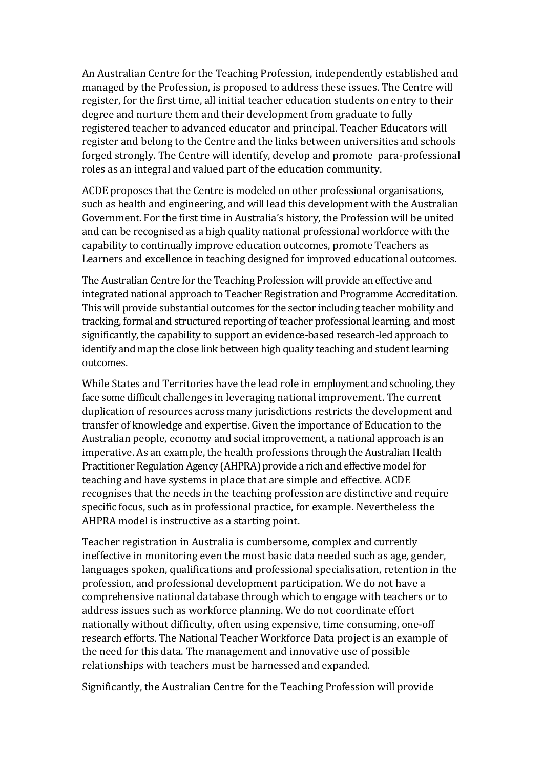An Australian Centre for the Teaching Profession, independently established and managed by the Profession, is proposed to address these issues. The Centre will register, for the first time, all initial teacher education students on entry to their degree and nurture them and their development from graduate to fully registered teacher to advanced educator and principal. Teacher Educators will register and belong to the Centre and the links between universities and schools forged strongly. The Centre will identify, develop and promote para-professional roles as an integral and valued part of the education community.

ACDE proposes that the Centre is modeled on other professional organisations, such as health and engineering, and will lead this development with the Australian Government. For the first time in Australia's history, the Profession will be united and can be recognised as a high quality national professional workforce with the capability to continually improve education outcomes, promote Teachers as Learners and excellence in teaching designed for improved educational outcomes.

The Australian Centre for the Teaching Profession will provide an effective and integrated national approach to Teacher Registration and Programme Accreditation. This will provide substantial outcomes for the sector including teacher mobility and tracking, formal and structured reporting of teacher professional learning, and most significantly, the capability to support an evidence-based research-led approach to identify and map the close link between high quality teaching and student learning outcomes.

While States and Territories have the lead role in employment and schooling, they face some difficult challenges in leveraging national improvement. The current duplication of resources across many jurisdictions restricts the development and transfer of knowledge and expertise. Given the importance of Education to the Australian people, economy and social improvement, a national approach is an imperative. As an example, the health professions through the Australian Health Practitioner Regulation Agency (AHPRA) provide a rich and effective model for teaching and have systems in place that are simple and effective. ACDE recognises that the needs in the teaching profession are distinctive and require specific focus, such as in professional practice, for example. Nevertheless the AHPRA model is instructive as a starting point.

Teacher registration in Australia is cumbersome, complex and currently ineffective in monitoring even the most basic data needed such as age, gender, languages spoken, qualifications and professional specialisation, retention in the profession, and professional development participation. We do not have a comprehensive national database through which to engage with teachers or to address issues such as workforce planning. We do not coordinate effort nationally without difficulty, often using expensive, time consuming, one-off research efforts. The National Teacher Workforce Data project is an example of the need for this data. The management and innovative use of possible relationships with teachers must be harnessed and expanded.

Significantly, the Australian Centre for the Teaching Profession will provide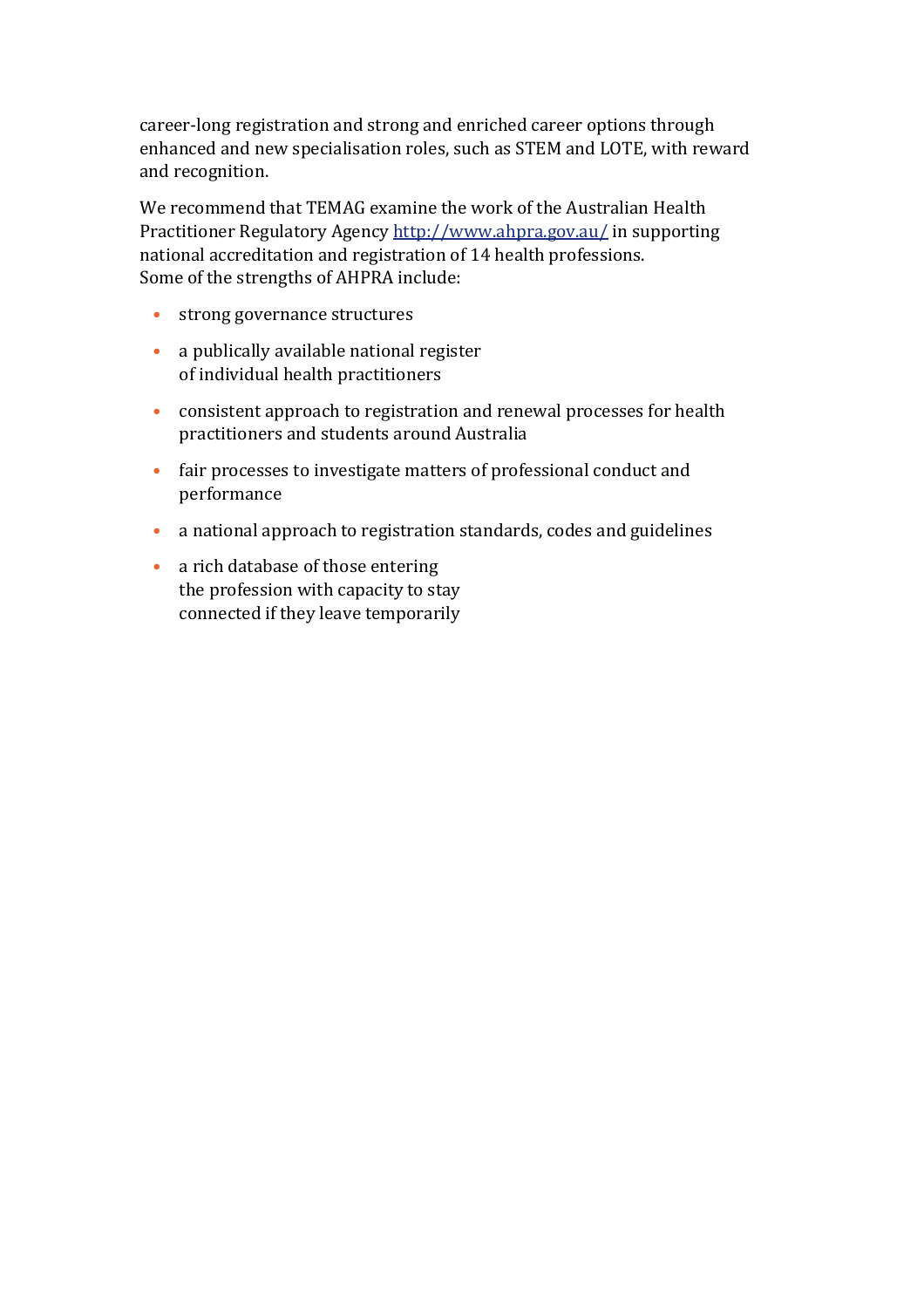career-long registration and strong and enriched career options through enhanced and new specialisation roles, such as STEM and LOTE, with reward and recognition.

We recommend that TEMAG examine the work of the Australian Health Practitioner Regulatory Agency http://www.ahpra.gov.au/ in supporting national accreditation and registration of 14 health professions.
Some of the strengths of AHPRA include:

- strong governance structures
- a publically available national register of individual health practitioners
- consistent approach to registration and renewal processes for health practitioners and students around Australia
- fair processes to investigate matters of professional conduct and performance
- a national approach to registration standards, codes and guidelines
- a rich database of those entering the profession with capacity to stay connected if they leave temporarily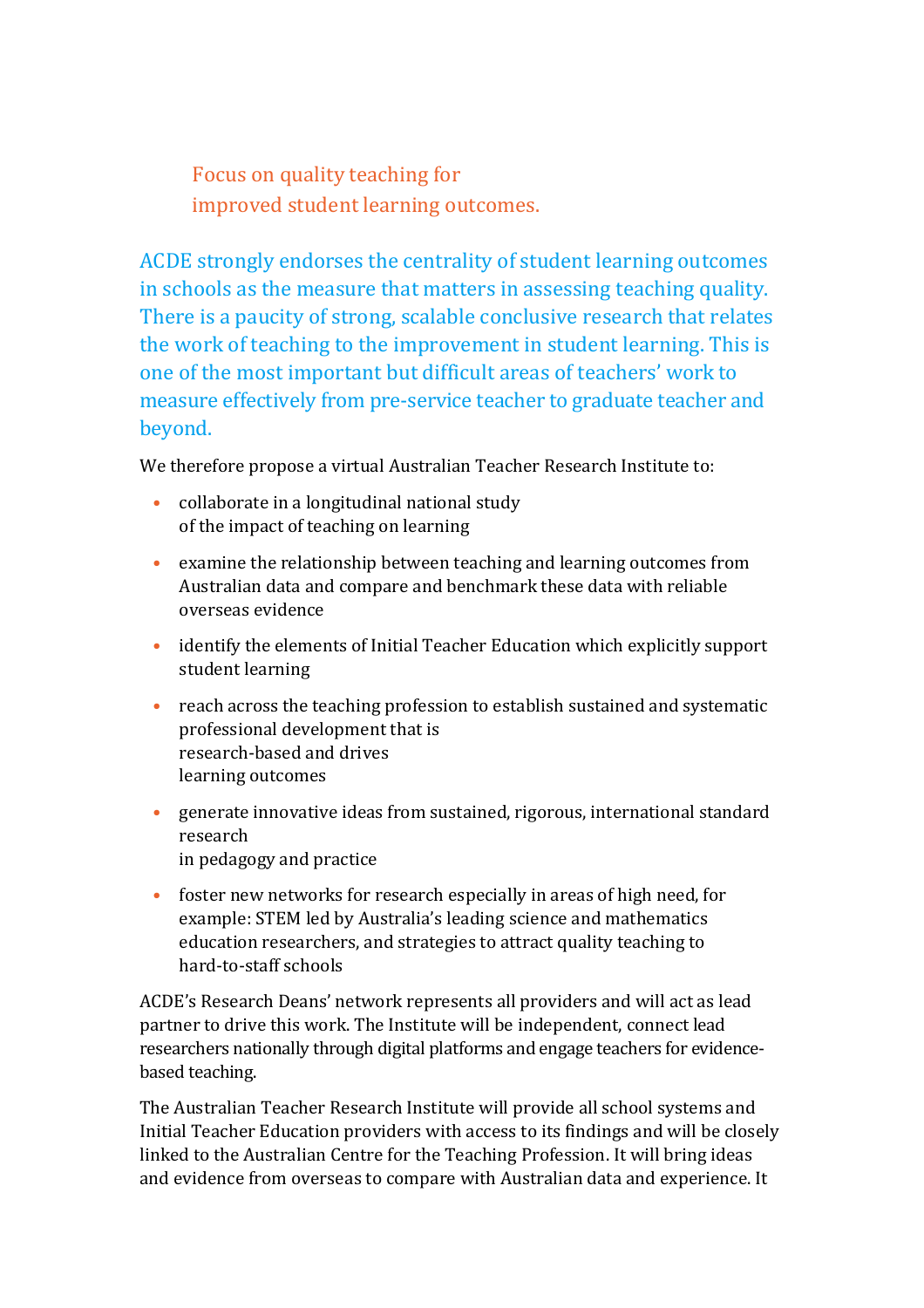## Focus on quality teaching for improved student learning outcomes.

ACDE strongly endorses the centrality of student learning outcomes in schools as the measure that matters in assessing teaching quality. There is a paucity of strong, scalable conclusive research that relates the work of teaching to the improvement in student learning. This is one of the most important but difficult areas of teachers' work to measure effectively from pre-service teacher to graduate teacher and beyond.

We therefore propose a virtual Australian Teacher Research Institute to:

- collaborate in a longitudinal national study of the impact of teaching on learning
- examine the relationship between teaching and learning outcomes from Australian data and compare and benchmark these data with reliable overseas evidence
- identify the elements of Initial Teacher Education which explicitly support student learning
- reach across the teaching profession to establish sustained and systematic professional development that is research-based and drives learning outcomes
- generate innovative ideas from sustained, rigorous, international standard research in pedagogy and practice
- foster new networks for research especially in areas of high need, for example: STEM led by Australia's leading science and mathematics education researchers, and strategies to attract quality teaching to hard-to-staff schools

ACDE's Research Deans' network represents all providers and will act as lead partner to drive this work. The Institute will be independent, connect lead researchers nationally through digital platforms and engage teachers for evidence-based teaching.

The Australian Teacher Research Institute will provide all school systems and Initial Teacher Education providers with access to its findings and will be closely linked to the Australian Centre for the Teaching Profession. It will bring ideas and evidence from overseas to compare with Australian data and experience. It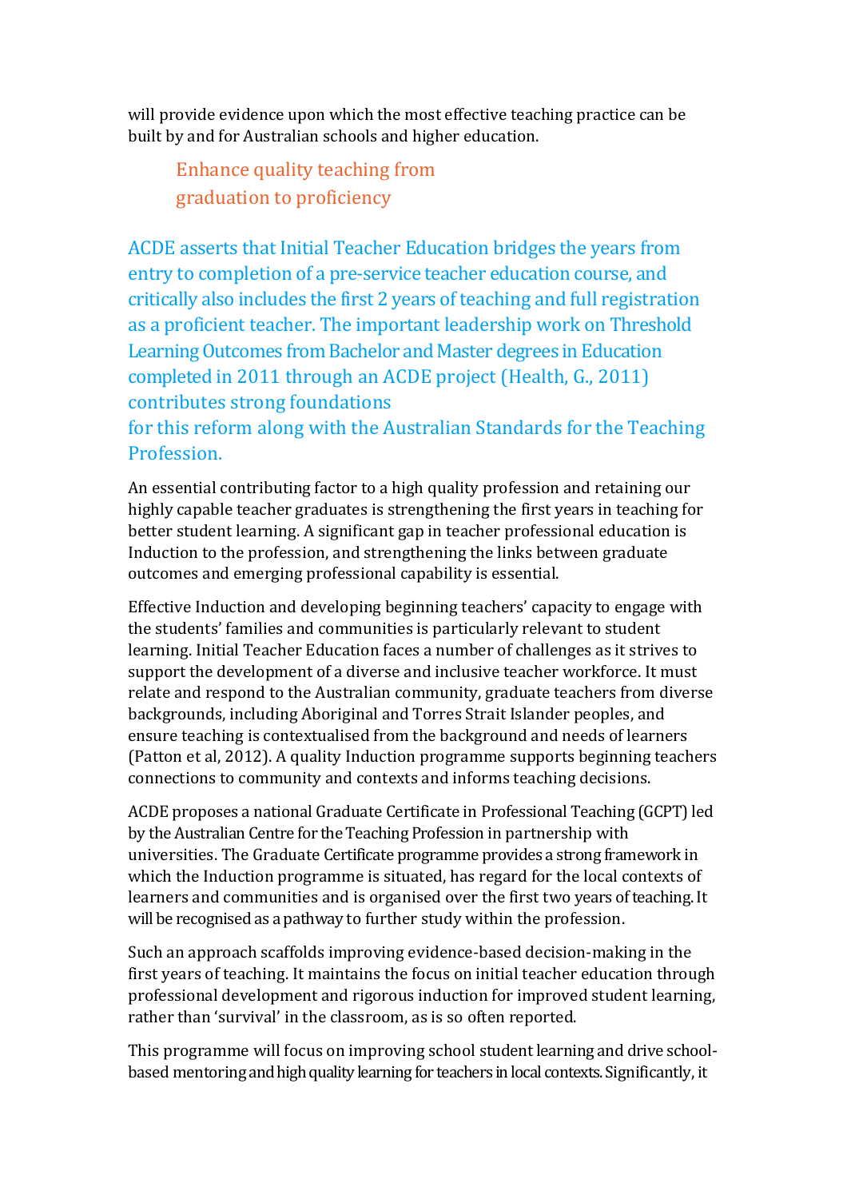will provide evidence upon which the most effective teaching practice can be built by and for Australian schools and higher education.

## Enhance quality teaching from graduation to proficiency

ACDE asserts that Initial Teacher Education bridges the years from entry to completion of a pre-service teacher education course, and critically also includes the first 2 years of teaching and full registration as a proficient teacher. The important leadership work on Threshold Learning Outcomes from Bachelor and Master degrees in Education completed in 2011 through an ACDE project (Health, G., 2011) contributes strong foundations for this reform along with the Australian Standards for the Teaching Profession.

An essential contributing factor to a high quality profession and retaining our highly capable teacher graduates is strengthening the first years in teaching for better student learning. A significant gap in teacher professional education is Induction to the profession, and strengthening the links between graduate outcomes and emerging professional capability is essential.

Effective Induction and developing beginning teachers' capacity to engage with the students' families and communities is particularly relevant to student learning. Initial Teacher Education faces a number of challenges as it strives to support the development of a diverse and inclusive teacher workforce. It must relate and respond to the Australian community, graduate teachers from diverse backgrounds, including Aboriginal and Torres Strait Islander peoples, and ensure teaching is contextualised from the background and needs of learners (Patton et al, 2012). A quality Induction programme supports beginning teachers connections to community and contexts and informs teaching decisions.

ACDE proposes a national Graduate Certificate in Professional Teaching (GCPT) led by the Australian Centre for the Teaching Profession in partnership with universities. The Graduate Certificate programme provides a strong framework in which the Induction programme is situated, has regard for the local contexts of learners and communities and is organised over the first two years of teaching. It will be recognised as a pathway to further study within the profession.

Such an approach scaffolds improving evidence-based decision-making in the first years of teaching. It maintains the focus on initial teacher education through professional development and rigorous induction for improved student learning, rather than 'survival' in the classroom, as is so often reported.

This programme will focus on improving school student learning and drive school-based mentoring and high quality learning for teachers in local contexts. Significantly, it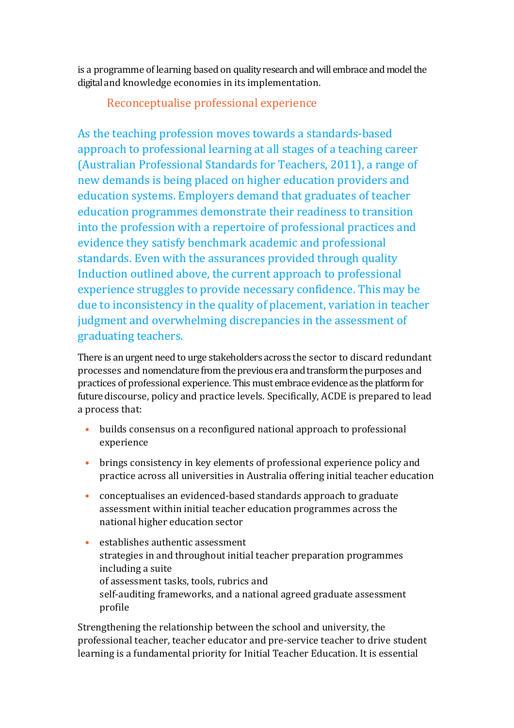is a programme of learning based on quality research and will embrace and model the digital and knowledge economies in its implementation.

## Reconceptualise professional experience

As the teaching profession moves towards a standards-based approach to professional learning at all stages of a teaching career (Australian Professional Standards for Teachers, 2011), a range of new demands is being placed on higher education providers and education systems. Employers demand that graduates of teacher education programmes demonstrate their readiness to transition into the profession with a repertoire of professional practices and evidence they satisfy benchmark academic and professional standards. Even with the assurances provided through quality Induction outlined above, the current approach to professional experience struggles to provide necessary confidence. This may be due to inconsistency in the quality of placement, variation in teacher judgment and overwhelming discrepancies in the assessment of graduating teachers.

There is an urgent need to urge stakeholders across the sector to discard redundant processes and nomenclature from the previous era and transform the purposes and practices of professional experience. This must embrace evidence as the platform for future discourse, policy and practice levels. Specifically, ACDE is prepared to lead a process that:

- builds consensus on a reconfigured national approach to professional experience
- brings consistency in key elements of professional experience policy and practice across all universities in Australia offering initial teacher education
- conceptualises an evidenced-based standards approach to graduate assessment within initial teacher education programmes across the national higher education sector
- establishes authentic assessment strategies in and throughout initial teacher preparation programmes including a suite of assessment tasks, tools, rubrics and self-auditing frameworks, and a national agreed graduate assessment profile

Strengthening the relationship between the school and university, the professional teacher, teacher educator and pre-service teacher to drive student learning is a fundamental priority for Initial Teacher Education. It is essential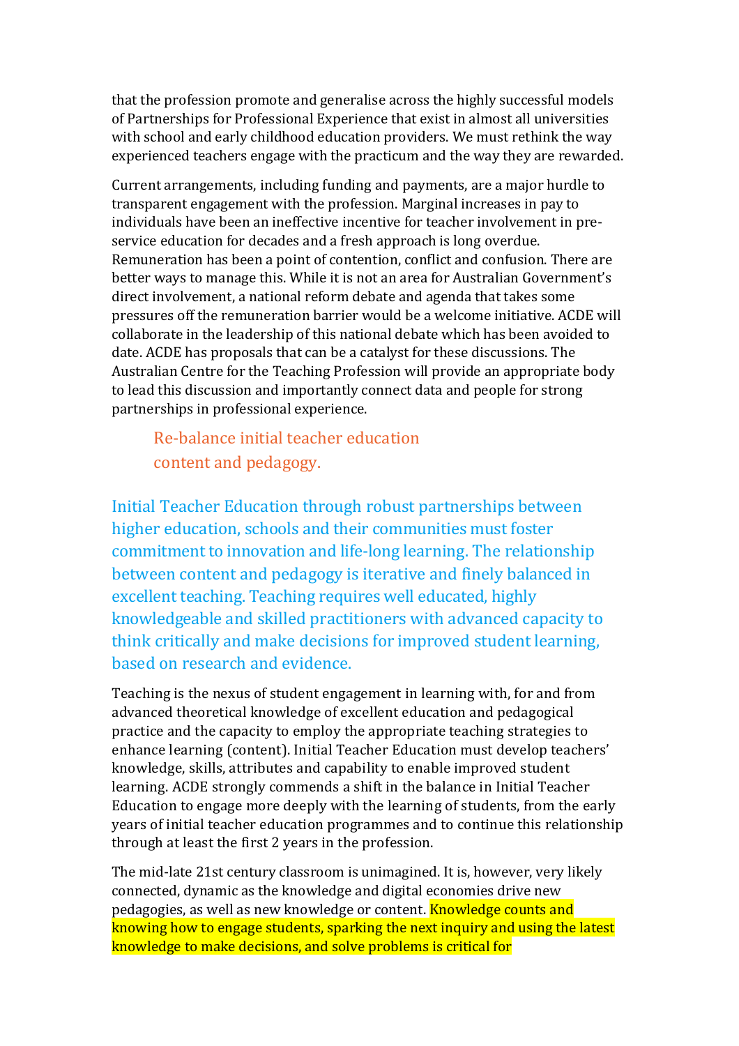that the profession promote and generalise across the highly successful models of Partnerships for Professional Experience that exist in almost all universities with school and early childhood education providers. We must rethink the way experienced teachers engage with the practicum and the way they are rewarded.

Current arrangements, including funding and payments, are a major hurdle to transparent engagement with the profession. Marginal increases in pay to individuals have been an ineffective incentive for teacher involvement in pre-service education for decades and a fresh approach is long overdue. Remuneration has been a point of contention, conflict and confusion. There are better ways to manage this. While it is not an area for Australian Government's direct involvement, a national reform debate and agenda that takes some pressures off the remuneration barrier would be a welcome initiative. ACDE will collaborate in the leadership of this national debate which has been avoided to date. ACDE has proposals that can be a catalyst for these discussions. The Australian Centre for the Teaching Profession will provide an appropriate body to lead this discussion and importantly connect data and people for strong partnerships in professional experience.

## Re-balance initial teacher education content and pedagogy.

**Initial Teacher Education through robust partnerships between higher education, schools and their communities must foster commitment to innovation and life-long learning. The relationship between content and pedagogy is iterative and finely balanced in excellent teaching. Teaching requires well educated, highly knowledgeable and skilled practitioners with advanced capacity to think critically and make decisions for improved student learning, based on research and evidence.**

Teaching is the nexus of student engagement in learning with, for and from advanced theoretical knowledge of excellent education and pedagogical practice and the capacity to employ the appropriate teaching strategies to enhance learning (content). Initial Teacher Education must develop teachers' knowledge, skills, attributes and capability to enable improved student learning. ACDE strongly commends a shift in the balance in Initial Teacher Education to engage more deeply with the learning of students, from the early years of initial teacher education programmes and to continue this relationship through at least the first 2 years in the profession.

The mid-late 21st century classroom is unimagined. It is, however, very likely connected, dynamic as the knowledge and digital economies drive new pedagogies, as well as new knowledge or content. Knowledge counts and knowing how to engage students, sparking the next inquiry and using the latest knowledge to make decisions, and solve problems is critical for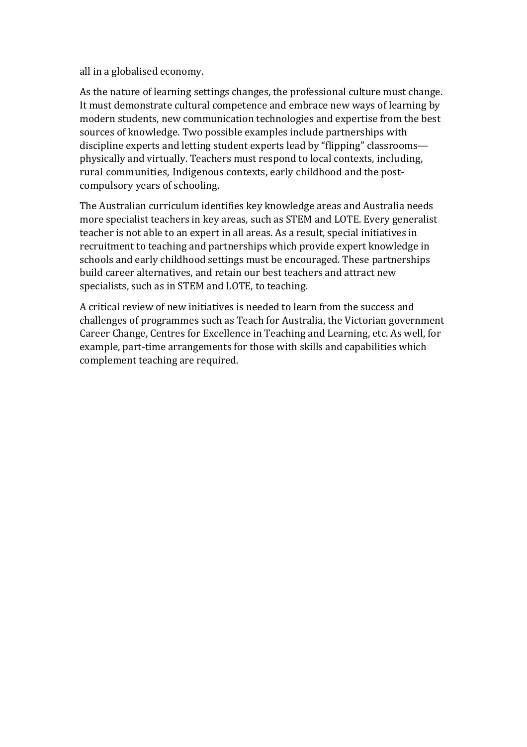all in a globalised economy.

As the nature of learning settings changes, the professional culture must change. It must demonstrate cultural competence and embrace new ways of learning by modern students, new communication technologies and expertise from the best sources of knowledge. Two possible examples include partnerships with discipline experts and letting student experts lead by "flipping" classrooms—physically and virtually. Teachers must respond to local contexts, including, rural communities, Indigenous contexts, early childhood and the post-compulsory years of schooling.

The Australian curriculum identifies key knowledge areas and Australia needs more specialist teachers in key areas, such as STEM and LOTE. Every generalist teacher is not able to an expert in all areas. As a result, special initiatives in recruitment to teaching and partnerships which provide expert knowledge in schools and early childhood settings must be encouraged. These partnerships build career alternatives, and retain our best teachers and attract new specialists, such as in STEM and LOTE, to teaching.

A critical review of new initiatives is needed to learn from the success and challenges of programmes such as Teach for Australia, the Victorian government Career Change, Centres for Excellence in Teaching and Learning, etc. As well, for example, part-time arrangements for those with skills and capabilities which complement teaching are required.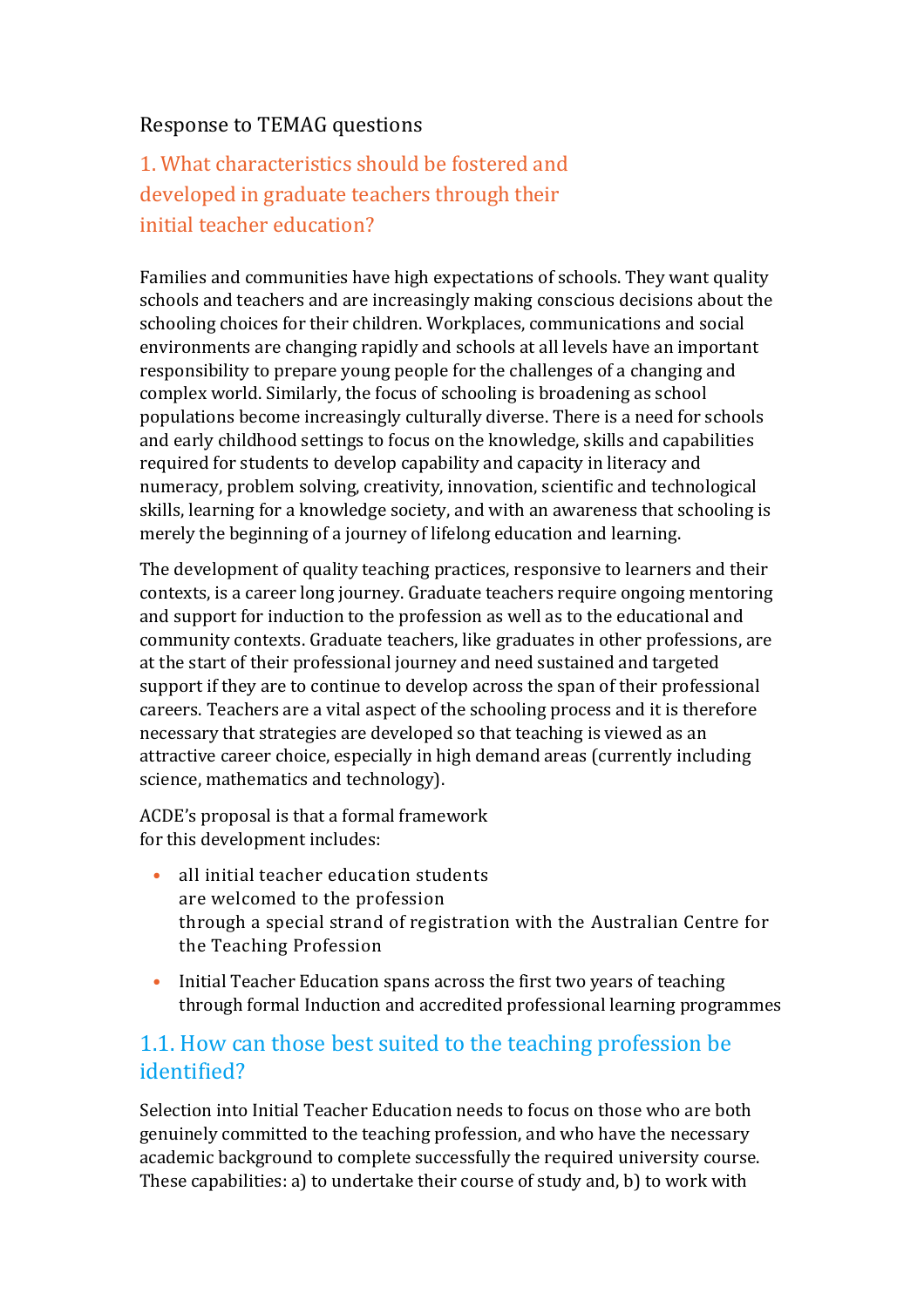Response to TEMAG questions

## 1. What characteristics should be fostered and developed in graduate teachers through their initial teacher education?

Families and communities have high expectations of schools. They want quality schools and teachers and are increasingly making conscious decisions about the schooling choices for their children. Workplaces, communications and social environments are changing rapidly and schools at all levels have an important responsibility to prepare young people for the challenges of a changing and complex world. Similarly, the focus of schooling is broadening as school populations become increasingly culturally diverse. There is a need for schools and early childhood settings to focus on the knowledge, skills and capabilities required for students to develop capability and capacity in literacy and numeracy, problem solving, creativity, innovation, scientific and technological skills, learning for a knowledge society, and with an awareness that schooling is merely the beginning of a journey of lifelong education and learning.

The development of quality teaching practices, responsive to learners and their contexts, is a career long journey. Graduate teachers require ongoing mentoring and support for induction to the profession as well as to the educational and community contexts. Graduate teachers, like graduates in other professions, are at the start of their professional journey and need sustained and targeted support if they are to continue to develop across the span of their professional careers. Teachers are a vital aspect of the schooling process and it is therefore necessary that strategies are developed so that teaching is viewed as an attractive career choice, especially in high demand areas (currently including science, mathematics and technology).

ACDE's proposal is that a formal framework for this development includes:

- all initial teacher education students are welcomed to the profession through a special strand of registration with the Australian Centre for the Teaching Profession
- Initial Teacher Education spans across the first two years of teaching through formal Induction and accredited professional learning programmes

### 1.1. How can those best suited to the teaching profession be identified?

Selection into Initial Teacher Education needs to focus on those who are both genuinely committed to the teaching profession, and who have the necessary academic background to complete successfully the required university course. These capabilities: a) to undertake their course of study and, b) to work with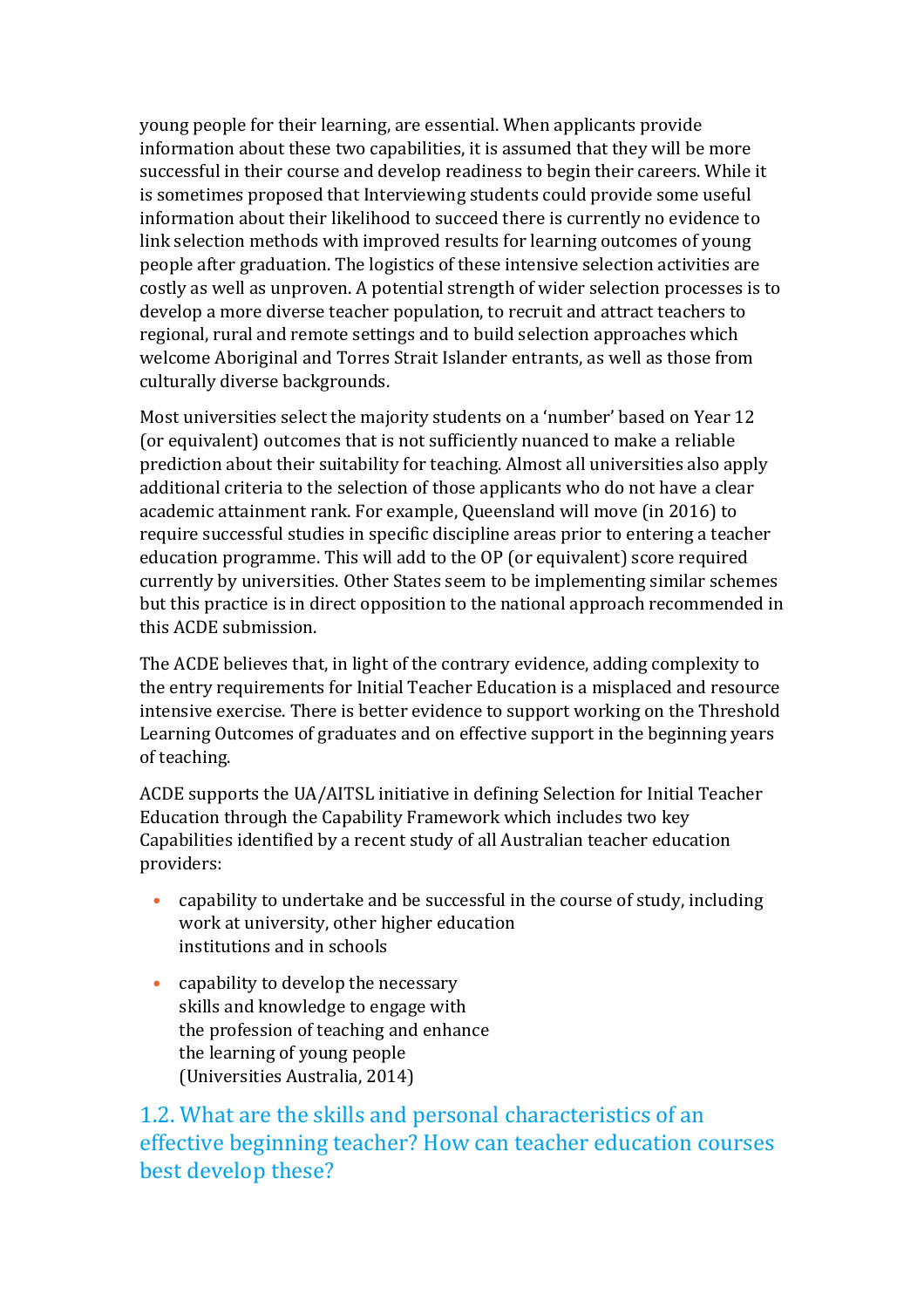young people for their learning, are essential. When applicants provide information about these two capabilities, it is assumed that they will be more successful in their course and develop readiness to begin their careers. While it is sometimes proposed that Interviewing students could provide some useful information about their likelihood to succeed there is currently no evidence to link selection methods with improved results for learning outcomes of young people after graduation. The logistics of these intensive selection activities are costly as well as unproven. A potential strength of wider selection processes is to develop a more diverse teacher population, to recruit and attract teachers to regional, rural and remote settings and to build selection approaches which welcome Aboriginal and Torres Strait Islander entrants, as well as those from culturally diverse backgrounds.

Most universities select the majority students on a 'number' based on Year 12 (or equivalent) outcomes that is not sufficiently nuanced to make a reliable prediction about their suitability for teaching. Almost all universities also apply additional criteria to the selection of those applicants who do not have a clear academic attainment rank. For example, Queensland will move (in 2016) to require successful studies in specific discipline areas prior to entering a teacher education programme. This will add to the OP (or equivalent) score required currently by universities. Other States seem to be implementing similar schemes but this practice is in direct opposition to the national approach recommended in this ACDE submission.

The ACDE believes that, in light of the contrary evidence, adding complexity to the entry requirements for Initial Teacher Education is a misplaced and resource intensive exercise. There is better evidence to support working on the Threshold Learning Outcomes of graduates and on effective support in the beginning years of teaching.

ACDE supports the UA/AITSL initiative in defining Selection for Initial Teacher Education through the Capability Framework which includes two key Capabilities identified by a recent study of all Australian teacher education providers:

- capability to undertake and be successful in the course of study, including work at university, other higher education institutions and in schools
- capability to develop the necessary skills and knowledge to engage with the profession of teaching and enhance the learning of young people (Universities Australia, 2014)

## 1.2. What are the skills and personal characteristics of an effective beginning teacher? How can teacher education courses best develop these?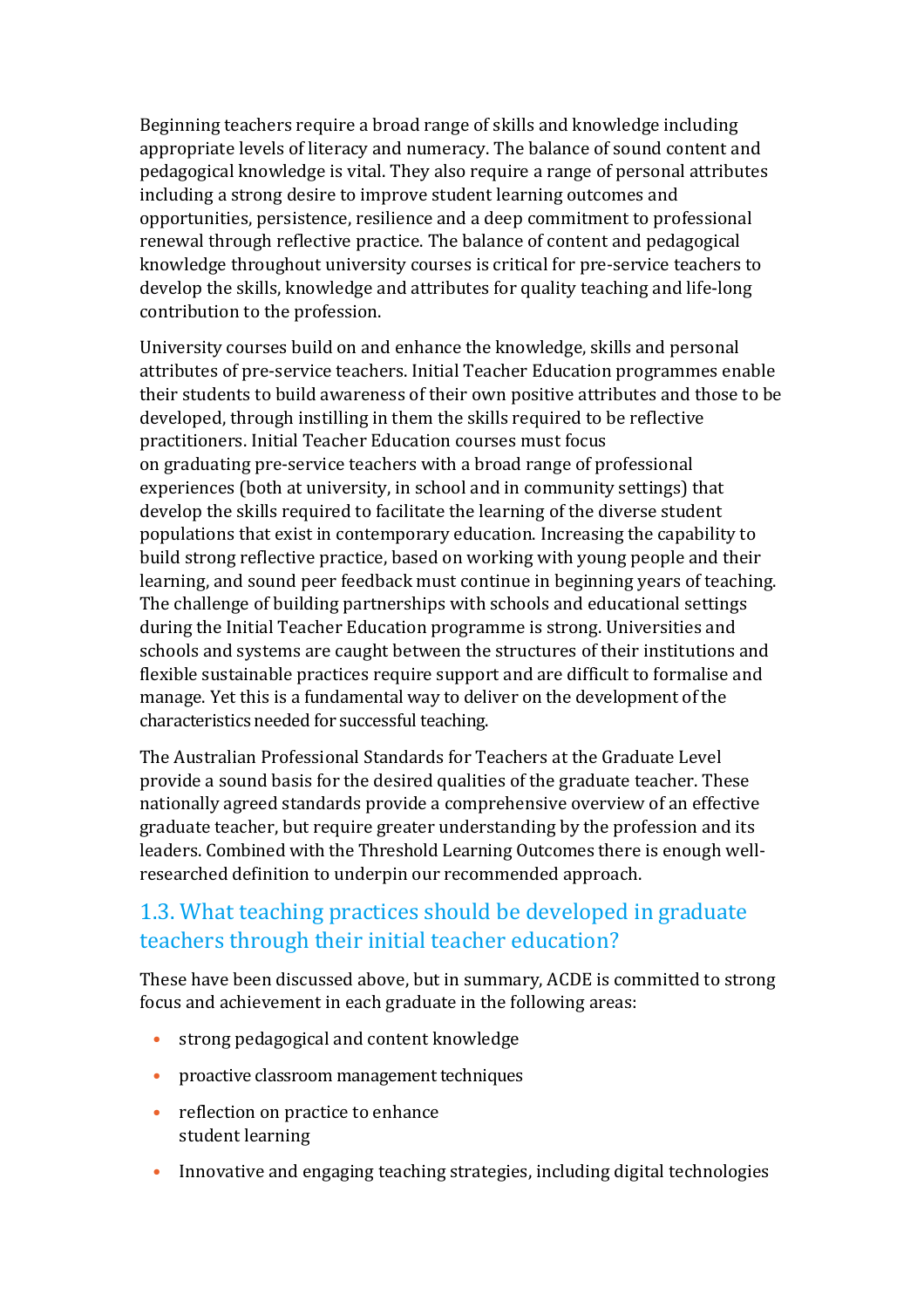Beginning teachers require a broad range of skills and knowledge including appropriate levels of literacy and numeracy. The balance of sound content and pedagogical knowledge is vital. They also require a range of personal attributes including a strong desire to improve student learning outcomes and opportunities, persistence, resilience and a deep commitment to professional renewal through reflective practice. The balance of content and pedagogical knowledge throughout university courses is critical for pre-service teachers to develop the skills, knowledge and attributes for quality teaching and life-long contribution to the profession.

University courses build on and enhance the knowledge, skills and personal attributes of pre-service teachers. Initial Teacher Education programmes enable their students to build awareness of their own positive attributes and those to be developed, through instilling in them the skills required to be reflective practitioners. Initial Teacher Education courses must focus on graduating pre-service teachers with a broad range of professional experiences (both at university, in school and in community settings) that develop the skills required to facilitate the learning of the diverse student populations that exist in contemporary education. Increasing the capability to build strong reflective practice, based on working with young people and their learning, and sound peer feedback must continue in beginning years of teaching. The challenge of building partnerships with schools and educational settings during the Initial Teacher Education programme is strong. Universities and schools and systems are caught between the structures of their institutions and flexible sustainable practices require support and are difficult to formalise and manage. Yet this is a fundamental way to deliver on the development of the characteristics needed for successful teaching.

The Australian Professional Standards for Teachers at the Graduate Level provide a sound basis for the desired qualities of the graduate teacher. These nationally agreed standards provide a comprehensive overview of an effective graduate teacher, but require greater understanding by the profession and its leaders. Combined with the Threshold Learning Outcomes there is enough well-researched definition to underpin our recommended approach.

## 1.3. What teaching practices should be developed in graduate teachers through their initial teacher education?

These have been discussed above, but in summary, ACDE is committed to strong focus and achievement in each graduate in the following areas:

- strong pedagogical and content knowledge
- proactive classroom management techniques
- reflection on practice to enhance student learning
- Innovative and engaging teaching strategies, including digital technologies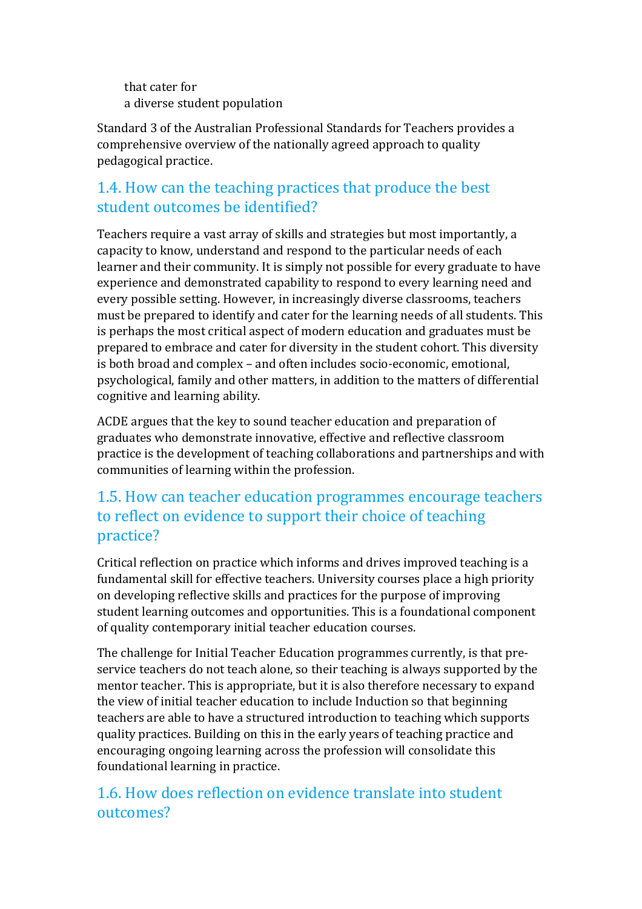that cater for
a diverse student population

Standard 3 of the Australian Professional Standards for Teachers provides a comprehensive overview of the nationally agreed approach to quality pedagogical practice.

## 1.4. How can the teaching practices that produce the best student outcomes be identified?

Teachers require a vast array of skills and strategies but most importantly, a capacity to know, understand and respond to the particular needs of each learner and their community. It is simply not possible for every graduate to have experience and demonstrated capability to respond to every learning need and every possible setting. However, in increasingly diverse classrooms, teachers must be prepared to identify and cater for the learning needs of all students. This is perhaps the most critical aspect of modern education and graduates must be prepared to embrace and cater for diversity in the student cohort. This diversity is both broad and complex – and often includes socio-economic, emotional, psychological, family and other matters, in addition to the matters of differential cognitive and learning ability.

ACDE argues that the key to sound teacher education and preparation of graduates who demonstrate innovative, effective and reflective classroom practice is the development of teaching collaborations and partnerships and with communities of learning within the profession.

## 1.5. How can teacher education programmes encourage teachers to reflect on evidence to support their choice of teaching practice?

Critical reflection on practice which informs and drives improved teaching is a fundamental skill for effective teachers. University courses place a high priority on developing reflective skills and practices for the purpose of improving student learning outcomes and opportunities. This is a foundational component of quality contemporary initial teacher education courses.

The challenge for Initial Teacher Education programmes currently, is that pre-service teachers do not teach alone, so their teaching is always supported by the mentor teacher. This is appropriate, but it is also therefore necessary to expand the view of initial teacher education to include Induction so that beginning teachers are able to have a structured introduction to teaching which supports quality practices. Building on this in the early years of teaching practice and encouraging ongoing learning across the profession will consolidate this foundational learning in practice.

## 1.6. How does reflection on evidence translate into student outcomes?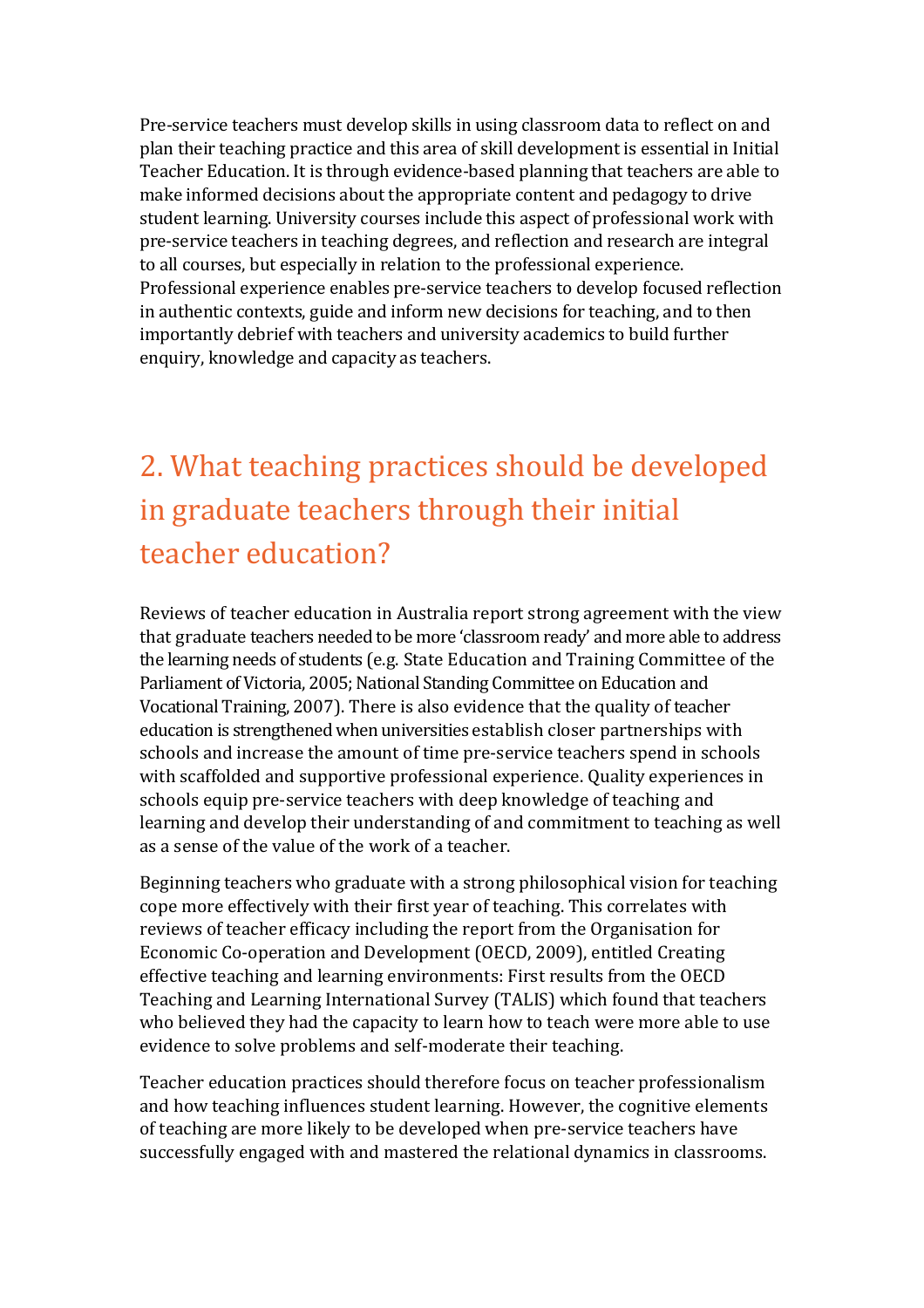Pre-service teachers must develop skills in using classroom data to reflect on and plan their teaching practice and this area of skill development is essential in Initial Teacher Education. It is through evidence-based planning that teachers are able to make informed decisions about the appropriate content and pedagogy to drive student learning. University courses include this aspect of professional work with pre-service teachers in teaching degrees, and reflection and research are integral to all courses, but especially in relation to the professional experience. Professional experience enables pre-service teachers to develop focused reflection in authentic contexts, guide and inform new decisions for teaching, and to then importantly debrief with teachers and university academics to build further enquiry, knowledge and capacity as teachers.

## 2. What teaching practices should be developed in graduate teachers through their initial teacher education?

Reviews of teacher education in Australia report strong agreement with the view that graduate teachers needed to be more 'classroom ready' and more able to address the learning needs of students (e.g. State Education and Training Committee of the Parliament of Victoria, 2005; National Standing Committee on Education and Vocational Training, 2007). There is also evidence that the quality of teacher education is strengthened when universities establish closer partnerships with schools and increase the amount of time pre-service teachers spend in schools with scaffolded and supportive professional experience. Quality experiences in schools equip pre-service teachers with deep knowledge of teaching and learning and develop their understanding of and commitment to teaching as well as a sense of the value of the work of a teacher.

Beginning teachers who graduate with a strong philosophical vision for teaching cope more effectively with their first year of teaching. This correlates with reviews of teacher efficacy including the report from the Organisation for Economic Co-operation and Development (OECD, 2009), entitled Creating effective teaching and learning environments: First results from the OECD Teaching and Learning International Survey (TALIS) which found that teachers who believed they had the capacity to learn how to teach were more able to use evidence to solve problems and self-moderate their teaching.

Teacher education practices should therefore focus on teacher professionalism and how teaching influences student learning. However, the cognitive elements of teaching are more likely to be developed when pre-service teachers have successfully engaged with and mastered the relational dynamics in classrooms.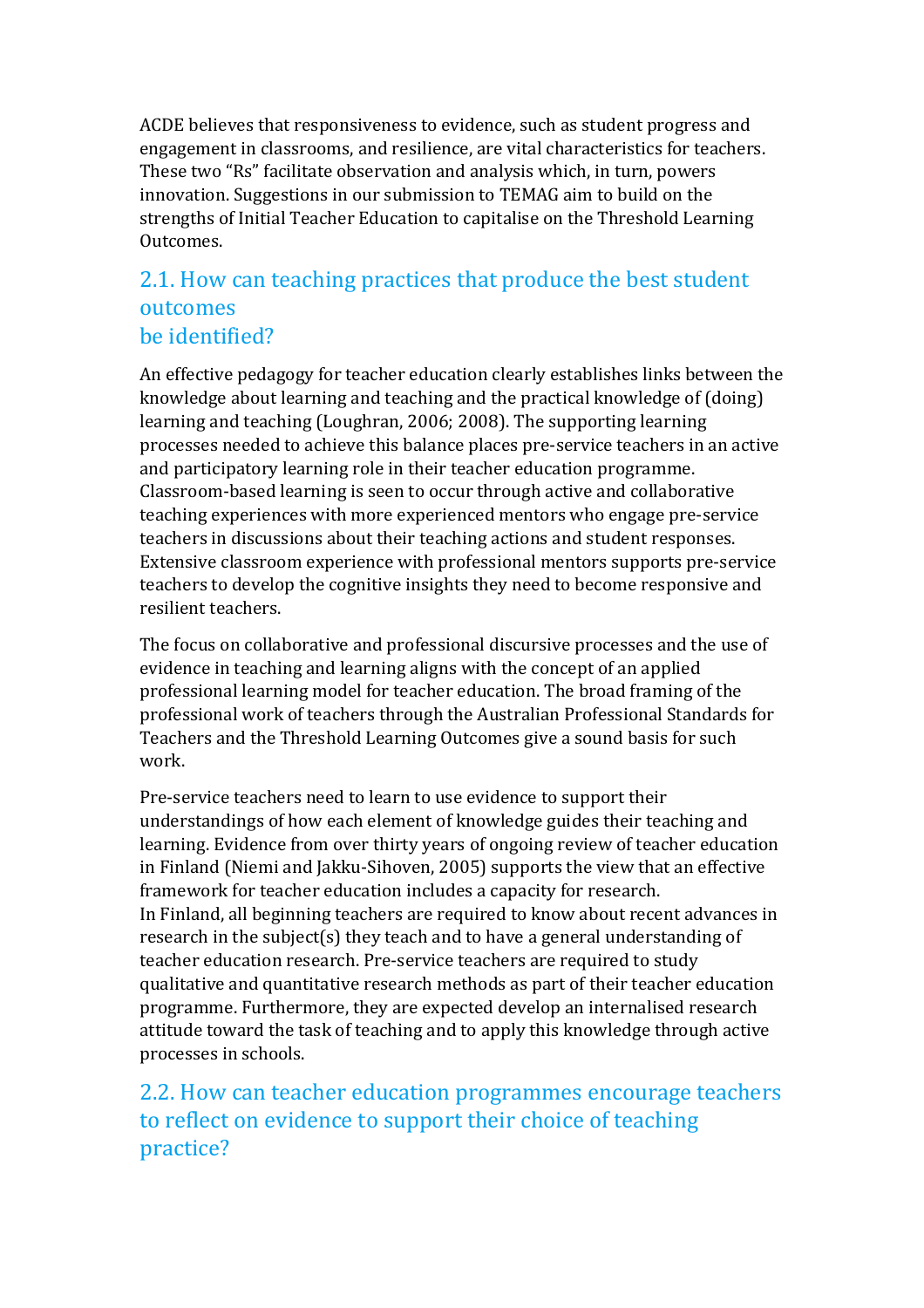ACDE believes that responsiveness to evidence, such as student progress and engagement in classrooms, and resilience, are vital characteristics for teachers. These two "Rs" facilitate observation and analysis which, in turn, powers innovation. Suggestions in our submission to TEMAG aim to build on the strengths of Initial Teacher Education to capitalise on the Threshold Learning Outcomes.

## 2.1. How can teaching practices that produce the best student outcomes be identified?

An effective pedagogy for teacher education clearly establishes links between the knowledge about learning and teaching and the practical knowledge of (doing) learning and teaching (Loughran, 2006; 2008). The supporting learning processes needed to achieve this balance places pre-service teachers in an active and participatory learning role in their teacher education programme. Classroom-based learning is seen to occur through active and collaborative teaching experiences with more experienced mentors who engage pre-service teachers in discussions about their teaching actions and student responses. Extensive classroom experience with professional mentors supports pre-service teachers to develop the cognitive insights they need to become responsive and resilient teachers.

The focus on collaborative and professional discursive processes and the use of evidence in teaching and learning aligns with the concept of an applied professional learning model for teacher education. The broad framing of the professional work of teachers through the Australian Professional Standards for Teachers and the Threshold Learning Outcomes give a sound basis for such work.

Pre-service teachers need to learn to use evidence to support their understandings of how each element of knowledge guides their teaching and learning. Evidence from over thirty years of ongoing review of teacher education in Finland (Niemi and Jakku-Sihoven, 2005) supports the view that an effective framework for teacher education includes a capacity for research.
In Finland, all beginning teachers are required to know about recent advances in research in the subject(s) they teach and to have a general understanding of teacher education research. Pre-service teachers are required to study qualitative and quantitative research methods as part of their teacher education programme. Furthermore, they are expected develop an internalised research attitude toward the task of teaching and to apply this knowledge through active processes in schools.

## 2.2. How can teacher education programmes encourage teachers to reflect on evidence to support their choice of teaching practice?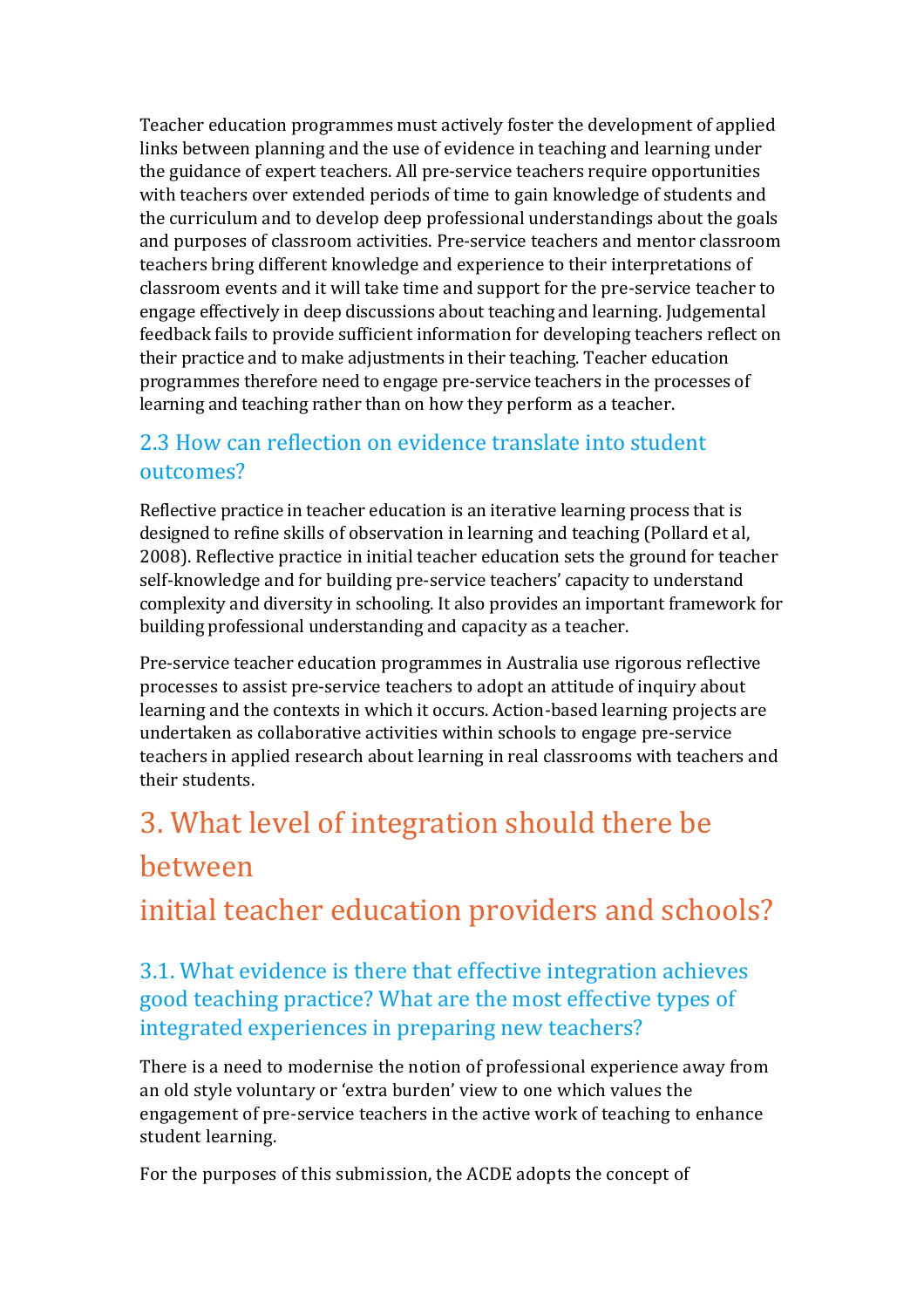Teacher education programmes must actively foster the development of applied links between planning and the use of evidence in teaching and learning under the guidance of expert teachers. All pre-service teachers require opportunities with teachers over extended periods of time to gain knowledge of students and the curriculum and to develop deep professional understandings about the goals and purposes of classroom activities. Pre-service teachers and mentor classroom teachers bring different knowledge and experience to their interpretations of classroom events and it will take time and support for the pre-service teacher to engage effectively in deep discussions about teaching and learning. Judgemental feedback fails to provide sufficient information for developing teachers reflect on their practice and to make adjustments in their teaching. Teacher education programmes therefore need to engage pre-service teachers in the processes of learning and teaching rather than on how they perform as a teacher.

### 2.3 How can reflection on evidence translate into student outcomes?

Reflective practice in teacher education is an iterative learning process that is designed to refine skills of observation in learning and teaching (Pollard et al, 2008). Reflective practice in initial teacher education sets the ground for teacher self-knowledge and for building pre-service teachers' capacity to understand complexity and diversity in schooling. It also provides an important framework for building professional understanding and capacity as a teacher.

Pre-service teacher education programmes in Australia use rigorous reflective processes to assist pre-service teachers to adopt an attitude of inquiry about learning and the contexts in which it occurs. Action-based learning projects are undertaken as collaborative activities within schools to engage pre-service teachers in applied research about learning in real classrooms with teachers and their students.

## 3. What level of integration should there be between initial teacher education providers and schools?

### 3.1. What evidence is there that effective integration achieves good teaching practice? What are the most effective types of integrated experiences in preparing new teachers?

There is a need to modernise the notion of professional experience away from an old style voluntary or 'extra burden' view to one which values the engagement of pre-service teachers in the active work of teaching to enhance student learning.

For the purposes of this submission, the ACDE adopts the concept of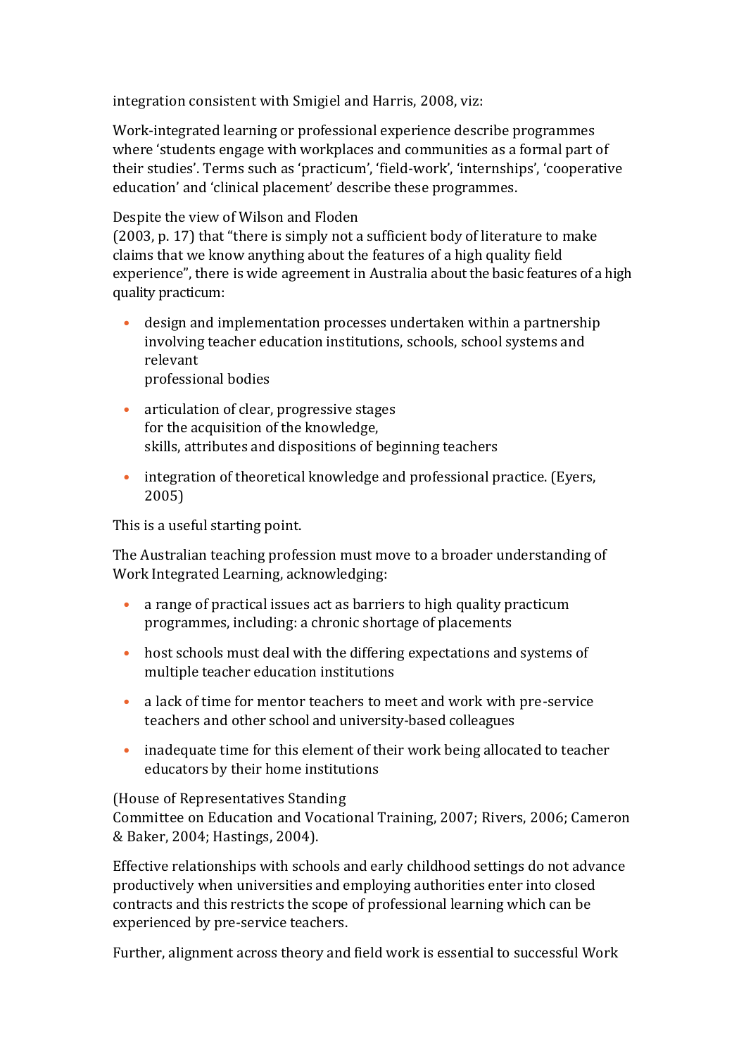integration consistent with Smigiel and Harris, 2008, viz:

Work-integrated learning or professional experience describe programmes where 'students engage with workplaces and communities as a formal part of their studies'. Terms such as 'practicum', 'field-work', 'internships', 'cooperative education' and 'clinical placement' describe these programmes.

Despite the view of Wilson and Floden (2003, p. 17) that "there is simply not a sufficient body of literature to make claims that we know anything about the features of a high quality field experience", there is wide agreement in Australia about the basic features of a high quality practicum:

- design and implementation processes undertaken within a partnership involving teacher education institutions, schools, school systems and relevant professional bodies
- articulation of clear, progressive stages for the acquisition of the knowledge, skills, attributes and dispositions of beginning teachers
- integration of theoretical knowledge and professional practice. (Eyers, 2005)

This is a useful starting point.

The Australian teaching profession must move to a broader understanding of Work Integrated Learning, acknowledging:

- a range of practical issues act as barriers to high quality practicum programmes, including: a chronic shortage of placements
- host schools must deal with the differing expectations and systems of multiple teacher education institutions
- a lack of time for mentor teachers to meet and work with pre-service teachers and other school and university-based colleagues
- inadequate time for this element of their work being allocated to teacher educators by their home institutions

(House of Representatives Standing Committee on Education and Vocational Training, 2007; Rivers, 2006; Cameron & Baker, 2004; Hastings, 2004).

Effective relationships with schools and early childhood settings do not advance productively when universities and employing authorities enter into closed contracts and this restricts the scope of professional learning which can be experienced by pre-service teachers.

Further, alignment across theory and field work is essential to successful Work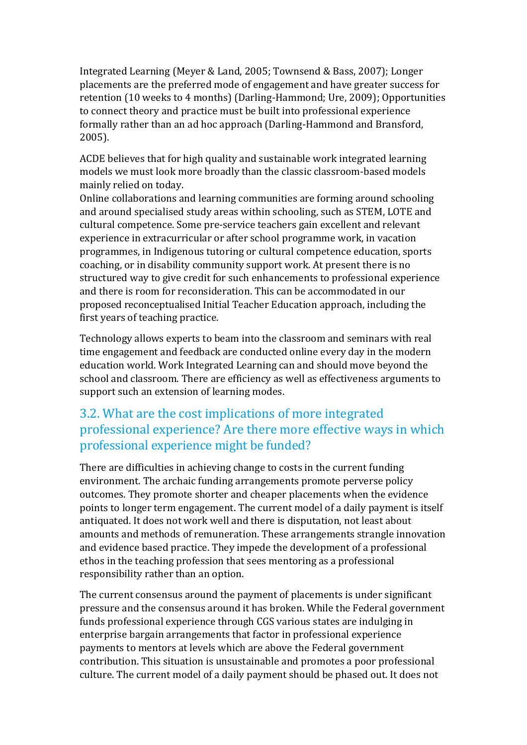Integrated Learning (Meyer & Land, 2005; Townsend & Bass, 2007); Longer placements are the preferred mode of engagement and have greater success for retention (10 weeks to 4 months) (Darling-Hammond; Ure, 2009); Opportunities to connect theory and practice must be built into professional experience formally rather than an ad hoc approach (Darling-Hammond and Bransford, 2005).

ACDE believes that for high quality and sustainable work integrated learning models we must look more broadly than the classic classroom-based models mainly relied on today.
Online collaborations and learning communities are forming around schooling and around specialised study areas within schooling, such as STEM, LOTE and cultural competence. Some pre-service teachers gain excellent and relevant experience in extracurricular or after school programme work, in vacation programmes, in Indigenous tutoring or cultural competence education, sports coaching, or in disability community support work. At present there is no structured way to give credit for such enhancements to professional experience and there is room for reconsideration. This can be accommodated in our proposed reconceptualised Initial Teacher Education approach, including the first years of teaching practice.

Technology allows experts to beam into the classroom and seminars with real time engagement and feedback are conducted online every day in the modern education world. Work Integrated Learning can and should move beyond the school and classroom. There are efficiency as well as effectiveness arguments to support such an extension of learning modes.

## 3.2. What are the cost implications of more integrated professional experience? Are there more effective ways in which professional experience might be funded?

There are difficulties in achieving change to costs in the current funding environment. The archaic funding arrangements promote perverse policy outcomes. They promote shorter and cheaper placements when the evidence points to longer term engagement. The current model of a daily payment is itself antiquated. It does not work well and there is disputation, not least about amounts and methods of remuneration. These arrangements strangle innovation and evidence based practice. They impede the development of a professional ethos in the teaching profession that sees mentoring as a professional responsibility rather than an option.

The current consensus around the payment of placements is under significant pressure and the consensus around it has broken. While the Federal government funds professional experience through CGS various states are indulging in enterprise bargain arrangements that factor in professional experience payments to mentors at levels which are above the Federal government contribution. This situation is unsustainable and promotes a poor professional culture. The current model of a daily payment should be phased out. It does not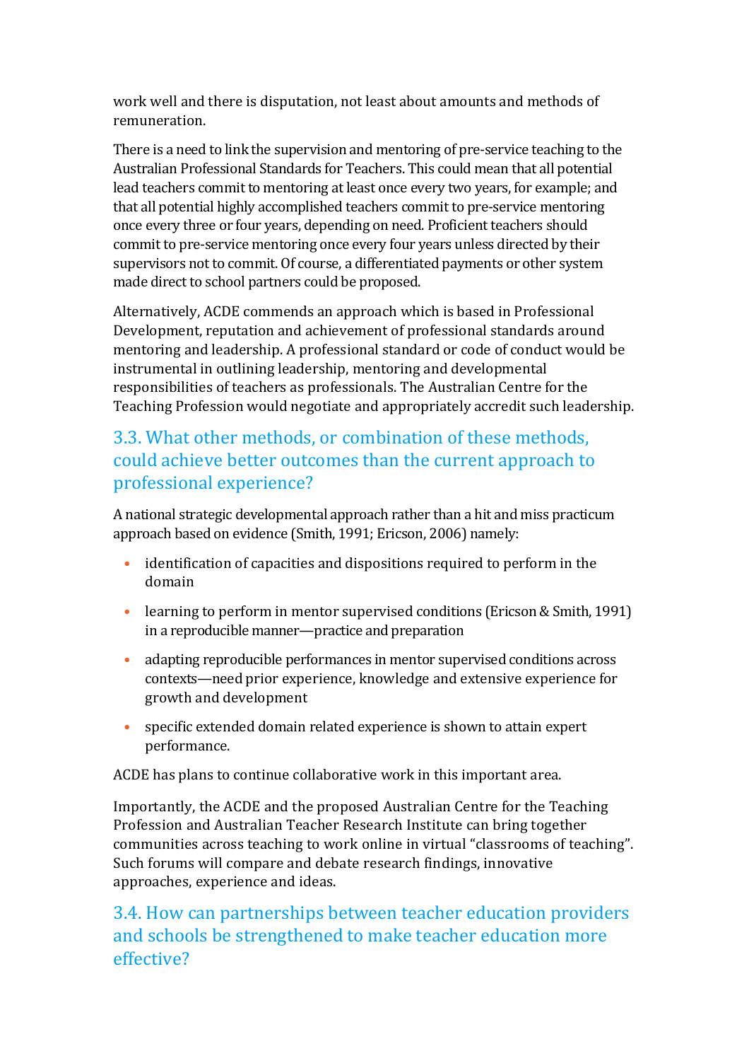work well and there is disputation, not least about amounts and methods of remuneration.

There is a need to link the supervision and mentoring of pre-service teaching to the Australian Professional Standards for Teachers. This could mean that all potential lead teachers commit to mentoring at least once every two years, for example; and that all potential highly accomplished teachers commit to pre-service mentoring once every three or four years, depending on need. Proficient teachers should commit to pre-service mentoring once every four years unless directed by their supervisors not to commit. Of course, a differentiated payments or other system made direct to school partners could be proposed.

Alternatively, ACDE commends an approach which is based in Professional Development, reputation and achievement of professional standards around mentoring and leadership. A professional standard or code of conduct would be instrumental in outlining leadership, mentoring and developmental responsibilities of teachers as professionals. The Australian Centre for the Teaching Profession would negotiate and appropriately accredit such leadership.

## 3.3. What other methods, or combination of these methods, could achieve better outcomes than the current approach to professional experience?

A national strategic developmental approach rather than a hit and miss practicum approach based on evidence (Smith, 1991; Ericson, 2006) namely:

- identification of capacities and dispositions required to perform in the domain
- learning to perform in mentor supervised conditions (Ericson & Smith, 1991) in a reproducible manner—practice and preparation
- adapting reproducible performances in mentor supervised conditions across contexts—need prior experience, knowledge and extensive experience for growth and development
- specific extended domain related experience is shown to attain expert performance.

ACDE has plans to continue collaborative work in this important area.

Importantly, the ACDE and the proposed Australian Centre for the Teaching Profession and Australian Teacher Research Institute can bring together communities across teaching to work online in virtual "classrooms of teaching". Such forums will compare and debate research findings, innovative approaches, experience and ideas.

## 3.4. How can partnerships between teacher education providers and schools be strengthened to make teacher education more effective?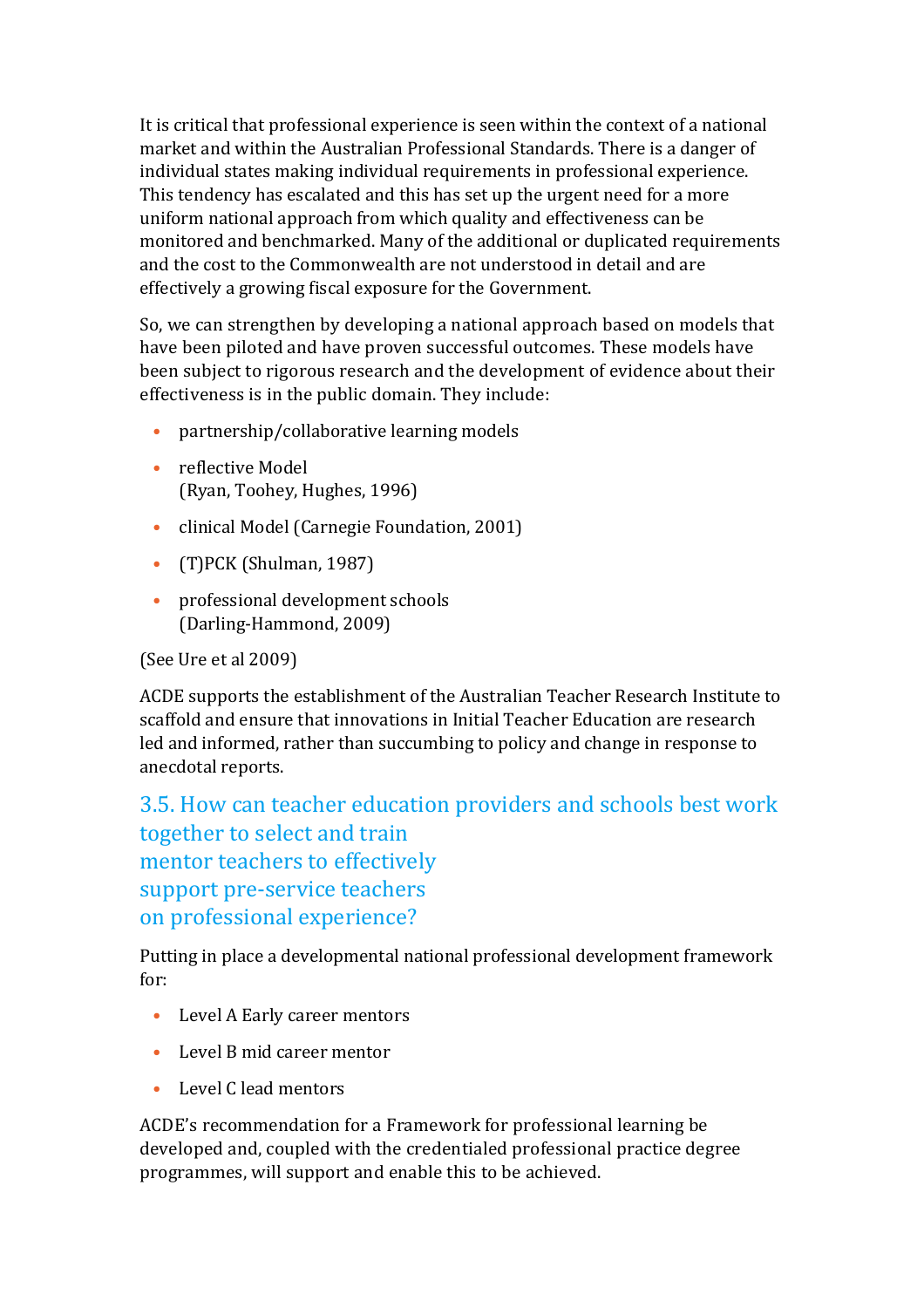It is critical that professional experience is seen within the context of a national market and within the Australian Professional Standards. There is a danger of individual states making individual requirements in professional experience. This tendency has escalated and this has set up the urgent need for a more uniform national approach from which quality and effectiveness can be monitored and benchmarked. Many of the additional or duplicated requirements and the cost to the Commonwealth are not understood in detail and are effectively a growing fiscal exposure for the Government.

So, we can strengthen by developing a national approach based on models that have been piloted and have proven successful outcomes. These models have been subject to rigorous research and the development of evidence about their effectiveness is in the public domain. They include:

- partnership/collaborative learning models
- reflective Model (Ryan, Toohey, Hughes, 1996)
- clinical Model (Carnegie Foundation, 2001)
- (T)PCK (Shulman, 1987)
- professional development schools (Darling-Hammond, 2009)

(See Ure et al 2009)

ACDE supports the establishment of the Australian Teacher Research Institute to scaffold and ensure that innovations in Initial Teacher Education are research led and informed, rather than succumbing to policy and change in response to anecdotal reports.

## 3.5. How can teacher education providers and schools best work together to select and train mentor teachers to effectively support pre-service teachers on professional experience?

Putting in place a developmental national professional development framework for:

- Level A Early career mentors
- Level B mid career mentor
- Level C lead mentors

ACDE's recommendation for a Framework for professional learning be developed and, coupled with the credentialed professional practice degree programmes, will support and enable this to be achieved.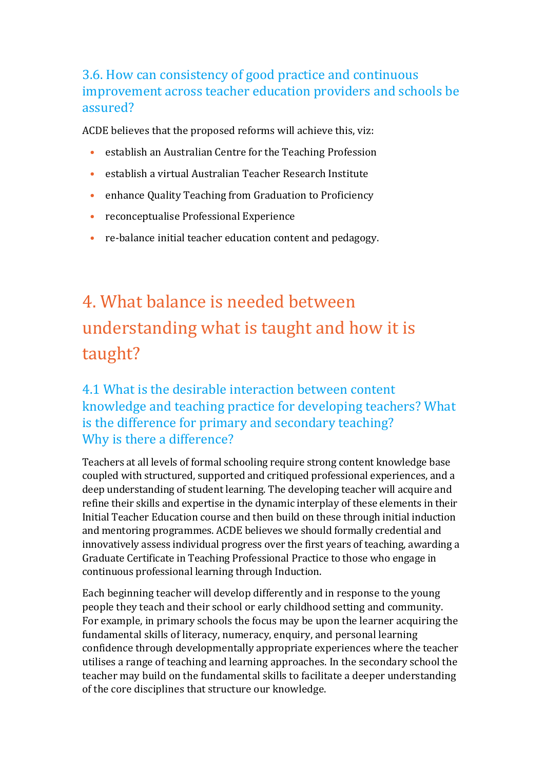### 3.6. How can consistency of good practice and continuous improvement across teacher education providers and schools be assured?

ACDE believes that the proposed reforms will achieve this, viz:

- establish an Australian Centre for the Teaching Profession
- establish a virtual Australian Teacher Research Institute
- enhance Quality Teaching from Graduation to Proficiency
- reconceptualise Professional Experience
- re-balance initial teacher education content and pedagogy.

## 4. What balance is needed between understanding what is taught and how it is taught?

### 4.1 What is the desirable interaction between content knowledge and teaching practice for developing teachers? What is the difference for primary and secondary teaching? Why is there a difference?

Teachers at all levels of formal schooling require strong content knowledge base coupled with structured, supported and critiqued professional experiences, and a deep understanding of student learning. The developing teacher will acquire and refine their skills and expertise in the dynamic interplay of these elements in their Initial Teacher Education course and then build on these through initial induction and mentoring programmes. ACDE believes we should formally credential and innovatively assess individual progress over the first years of teaching, awarding a Graduate Certificate in Teaching Professional Practice to those who engage in continuous professional learning through Induction.

Each beginning teacher will develop differently and in response to the young people they teach and their school or early childhood setting and community. For example, in primary schools the focus may be upon the learner acquiring the fundamental skills of literacy, numeracy, enquiry, and personal learning confidence through developmentally appropriate experiences where the teacher utilises a range of teaching and learning approaches. In the secondary school the teacher may build on the fundamental skills to facilitate a deeper understanding of the core disciplines that structure our knowledge.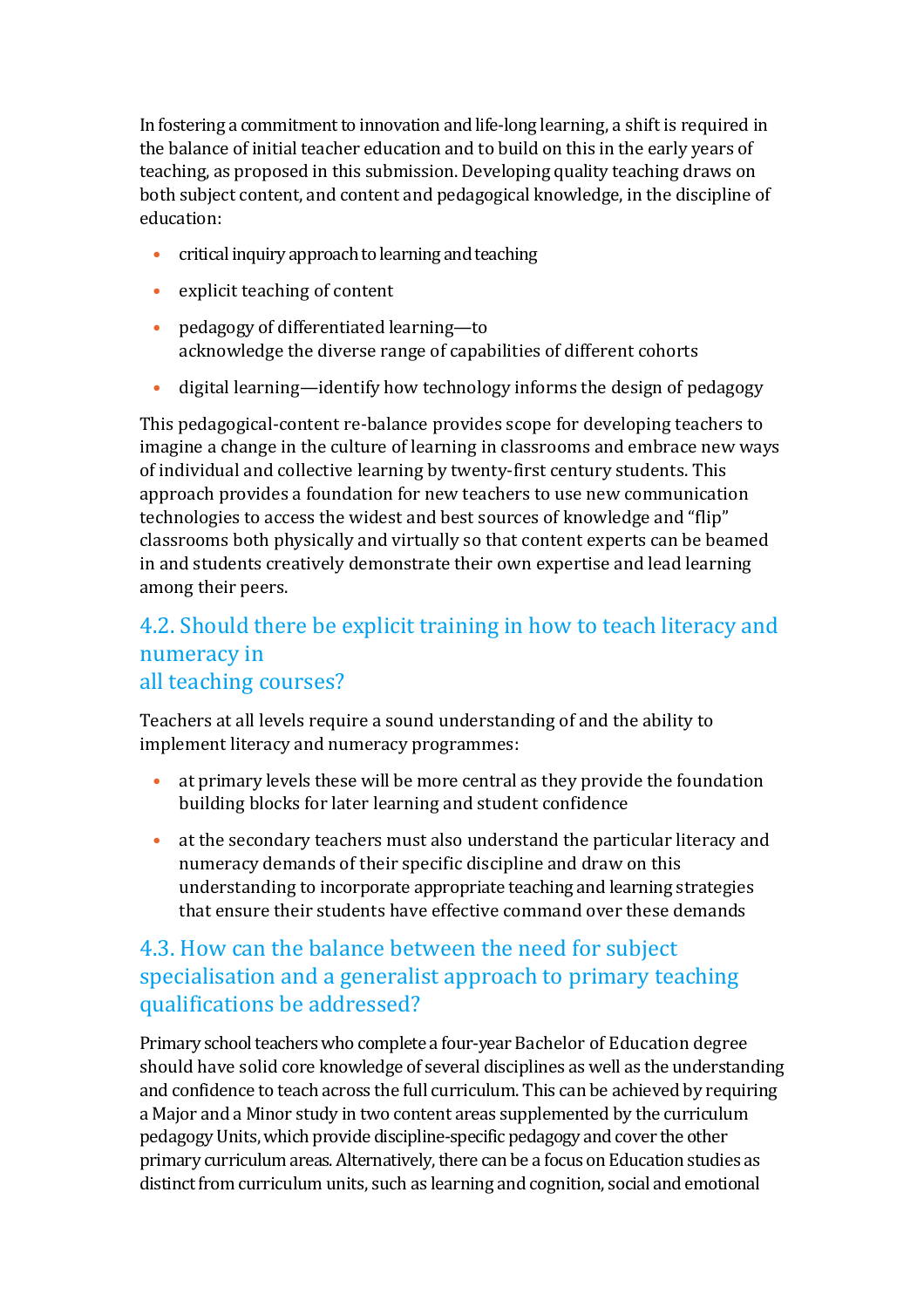In fostering a commitment to innovation and life-long learning, a shift is required in the balance of initial teacher education and to build on this in the early years of teaching, as proposed in this submission. Developing quality teaching draws on both subject content, and content and pedagogical knowledge, in the discipline of education:

- critical inquiry approach to learning and teaching
- explicit teaching of content
- pedagogy of differentiated learning—to acknowledge the diverse range of capabilities of different cohorts
- digital learning—identify how technology informs the design of pedagogy

This pedagogical-content re-balance provides scope for developing teachers to imagine a change in the culture of learning in classrooms and embrace new ways of individual and collective learning by twenty-first century students. This approach provides a foundation for new teachers to use new communication technologies to access the widest and best sources of knowledge and "flip" classrooms both physically and virtually so that content experts can be beamed in and students creatively demonstrate their own expertise and lead learning among their peers.

## 4.2. Should there be explicit training in how to teach literacy and numeracy in all teaching courses?

Teachers at all levels require a sound understanding of and the ability to implement literacy and numeracy programmes:

- at primary levels these will be more central as they provide the foundation building blocks for later learning and student confidence
- at the secondary teachers must also understand the particular literacy and numeracy demands of their specific discipline and draw on this understanding to incorporate appropriate teaching and learning strategies that ensure their students have effective command over these demands

## 4.3. How can the balance between the need for subject specialisation and a generalist approach to primary teaching qualifications be addressed?

Primary school teachers who complete a four-year Bachelor of Education degree should have solid core knowledge of several disciplines as well as the understanding and confidence to teach across the full curriculum. This can be achieved by requiring a Major and a Minor study in two content areas supplemented by the curriculum pedagogy Units, which provide discipline-specific pedagogy and cover the other primary curriculum areas. Alternatively, there can be a focus on Education studies as distinct from curriculum units, such as learning and cognition, social and emotional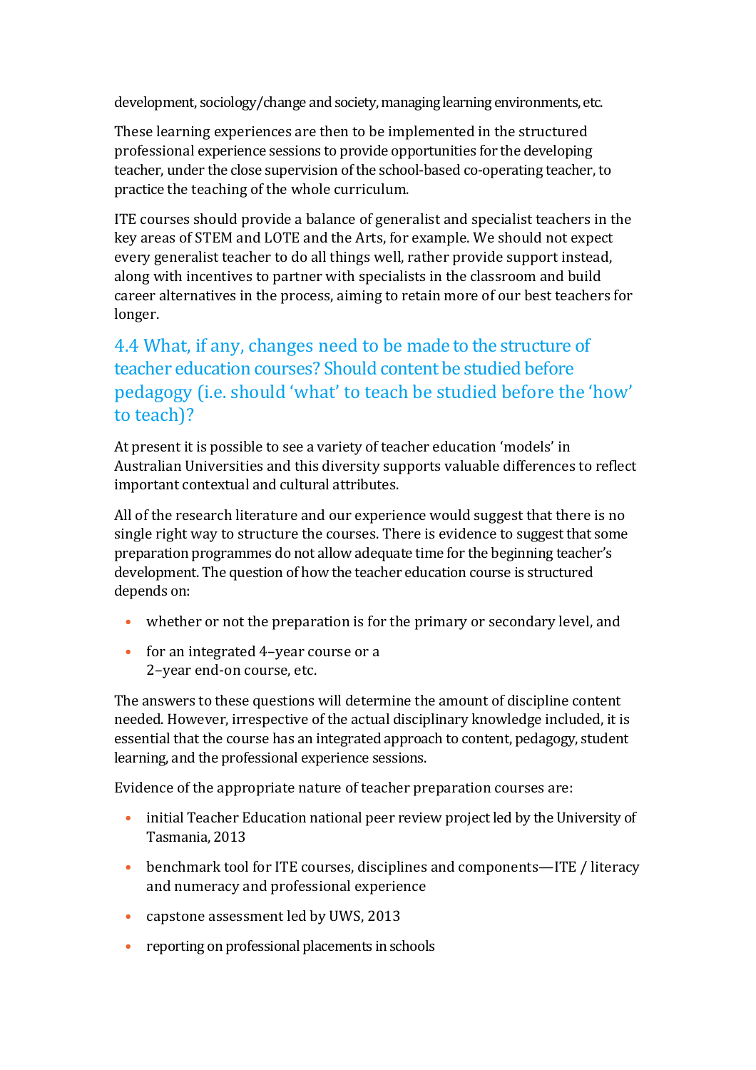development, sociology/change and society, managing learning environments, etc.

These learning experiences are then to be implemented in the structured professional experience sessions to provide opportunities for the developing teacher, under the close supervision of the school-based co-operating teacher, to practice the teaching of the whole curriculum.

ITE courses should provide a balance of generalist and specialist teachers in the key areas of STEM and LOTE and the Arts, for example. We should not expect every generalist teacher to do all things well, rather provide support instead, along with incentives to partner with specialists in the classroom and build career alternatives in the process, aiming to retain more of our best teachers for longer.

## 4.4 What, if any, changes need to be made to the structure of teacher education courses? Should content be studied before pedagogy (i.e. should 'what' to teach be studied before the 'how' to teach)?

At present it is possible to see a variety of teacher education 'models' in Australian Universities and this diversity supports valuable differences to reflect important contextual and cultural attributes.

All of the research literature and our experience would suggest that there is no single right way to structure the courses. There is evidence to suggest that some preparation programmes do not allow adequate time for the beginning teacher's development. The question of how the teacher education course is structured depends on:

- whether or not the preparation is for the primary or secondary level, and
- for an integrated 4–year course or a 2–year end-on course, etc.

The answers to these questions will determine the amount of discipline content needed. However, irrespective of the actual disciplinary knowledge included, it is essential that the course has an integrated approach to content, pedagogy, student learning, and the professional experience sessions.

Evidence of the appropriate nature of teacher preparation courses are:

- initial Teacher Education national peer review project led by the University of Tasmania, 2013
- benchmark tool for ITE courses, disciplines and components—ITE / literacy and numeracy and professional experience
- capstone assessment led by UWS, 2013
- reporting on professional placements in schools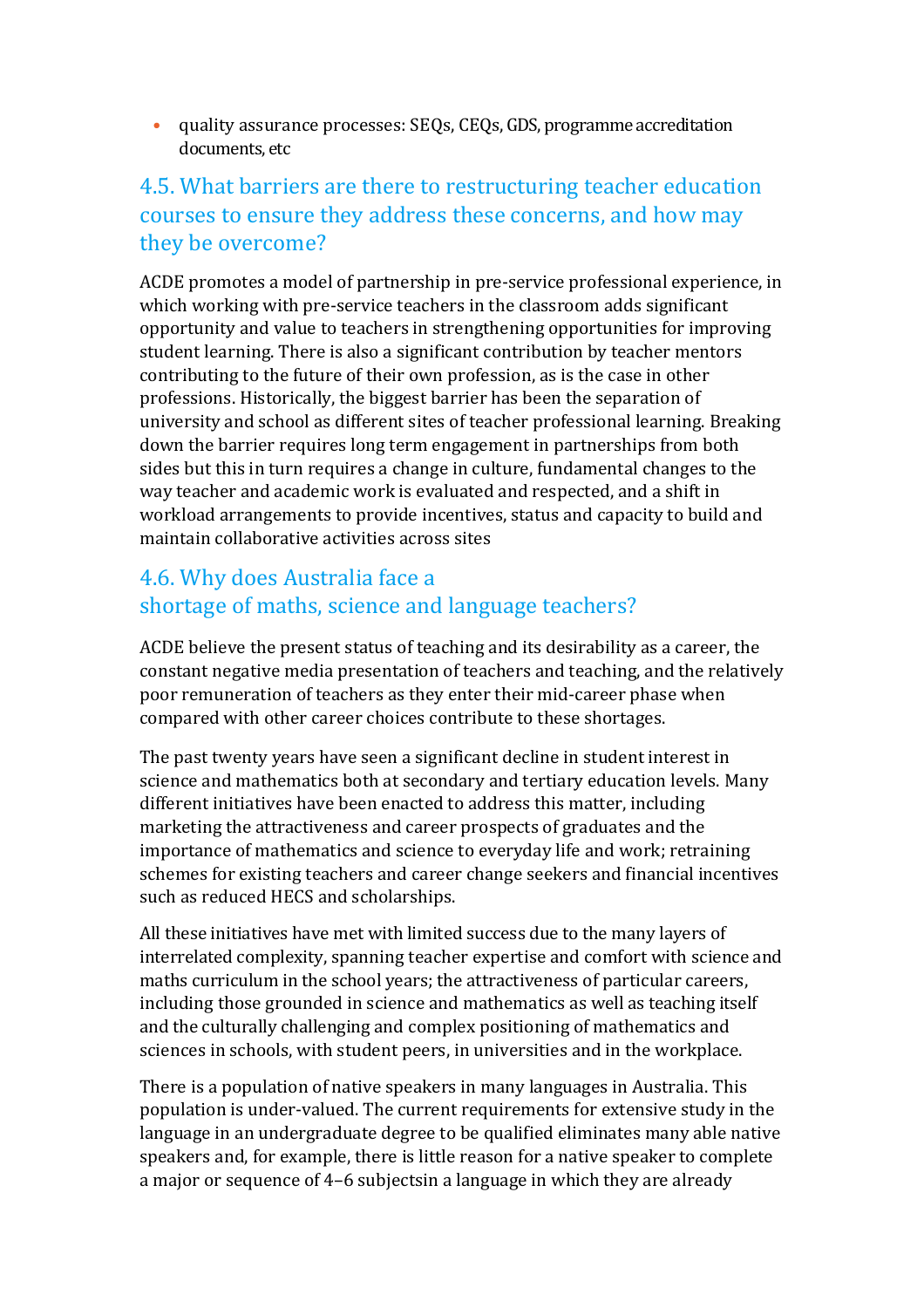- quality assurance processes: SEQs, CEQs, GDS, programme accreditation documents, etc

## 4.5. What barriers are there to restructuring teacher education courses to ensure they address these concerns, and how may they be overcome?

ACDE promotes a model of partnership in pre-service professional experience, in which working with pre-service teachers in the classroom adds significant opportunity and value to teachers in strengthening opportunities for improving student learning. There is also a significant contribution by teacher mentors contributing to the future of their own profession, as is the case in other professions. Historically, the biggest barrier has been the separation of university and school as different sites of teacher professional learning. Breaking down the barrier requires long term engagement in partnerships from both sides but this in turn requires a change in culture, fundamental changes to the way teacher and academic work is evaluated and respected, and a shift in workload arrangements to provide incentives, status and capacity to build and maintain collaborative activities across sites

## 4.6. Why does Australia face a shortage of maths, science and language teachers?

ACDE believe the present status of teaching and its desirability as a career, the constant negative media presentation of teachers and teaching, and the relatively poor remuneration of teachers as they enter their mid-career phase when compared with other career choices contribute to these shortages.

The past twenty years have seen a significant decline in student interest in science and mathematics both at secondary and tertiary education levels. Many different initiatives have been enacted to address this matter, including marketing the attractiveness and career prospects of graduates and the importance of mathematics and science to everyday life and work; retraining schemes for existing teachers and career change seekers and financial incentives such as reduced HECS and scholarships.

All these initiatives have met with limited success due to the many layers of interrelated complexity, spanning teacher expertise and comfort with science and maths curriculum in the school years; the attractiveness of particular careers, including those grounded in science and mathematics as well as teaching itself and the culturally challenging and complex positioning of mathematics and sciences in schools, with student peers, in universities and in the workplace.

There is a population of native speakers in many languages in Australia. This population is under-valued. The current requirements for extensive study in the language in an undergraduate degree to be qualified eliminates many able native speakers and, for example, there is little reason for a native speaker to complete a major or sequence of 4–6 subjectsin a language in which they are already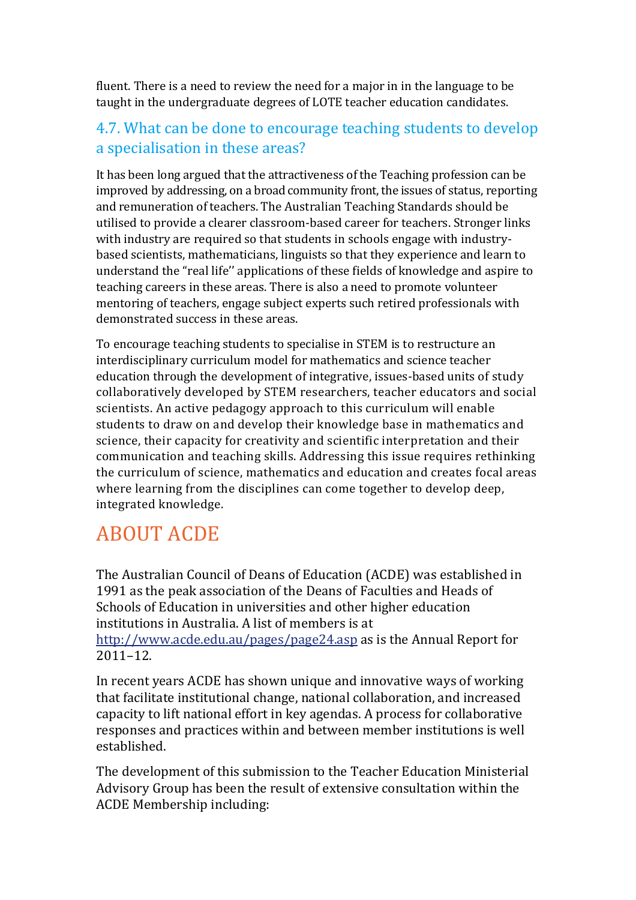fluent. There is a need to review the need for a major in in the language to be taught in the undergraduate degrees of LOTE teacher education candidates.

## 4.7. What can be done to encourage teaching students to develop a specialisation in these areas?

It has been long argued that the attractiveness of the Teaching profession can be improved by addressing, on a broad community front, the issues of status, reporting and remuneration of teachers. The Australian Teaching Standards should be utilised to provide a clearer classroom-based career for teachers. Stronger links with industry are required so that students in schools engage with industry-based scientists, mathematicians, linguists so that they experience and learn to understand the "real life'' applications of these fields of knowledge and aspire to teaching careers in these areas. There is also a need to promote volunteer mentoring of teachers, engage subject experts such retired professionals with demonstrated success in these areas.

To encourage teaching students to specialise in STEM is to restructure an interdisciplinary curriculum model for mathematics and science teacher education through the development of integrative, issues-based units of study collaboratively developed by STEM researchers, teacher educators and social scientists. An active pedagogy approach to this curriculum will enable students to draw on and develop their knowledge base in mathematics and science, their capacity for creativity and scientific interpretation and their communication and teaching skills. Addressing this issue requires rethinking the curriculum of science, mathematics and education and creates focal areas where learning from the disciplines can come together to develop deep, integrated knowledge.

# ABOUT ACDE

The Australian Council of Deans of Education (ACDE) was established in 1991 as the peak association of the Deans of Faculties and Heads of Schools of Education in universities and other higher education institutions in Australia. A list of members is at [http://www.acde.edu.au/pages/page24.asp](http://www.acde.edu.au/pages/page24.asp) as is the Annual Report for 2011–12.

In recent years ACDE has shown unique and innovative ways of working that facilitate institutional change, national collaboration, and increased capacity to lift national effort in key agendas. A process for collaborative responses and practices within and between member institutions is well established.

The development of this submission to the Teacher Education Ministerial Advisory Group has been the result of extensive consultation within the ACDE Membership including: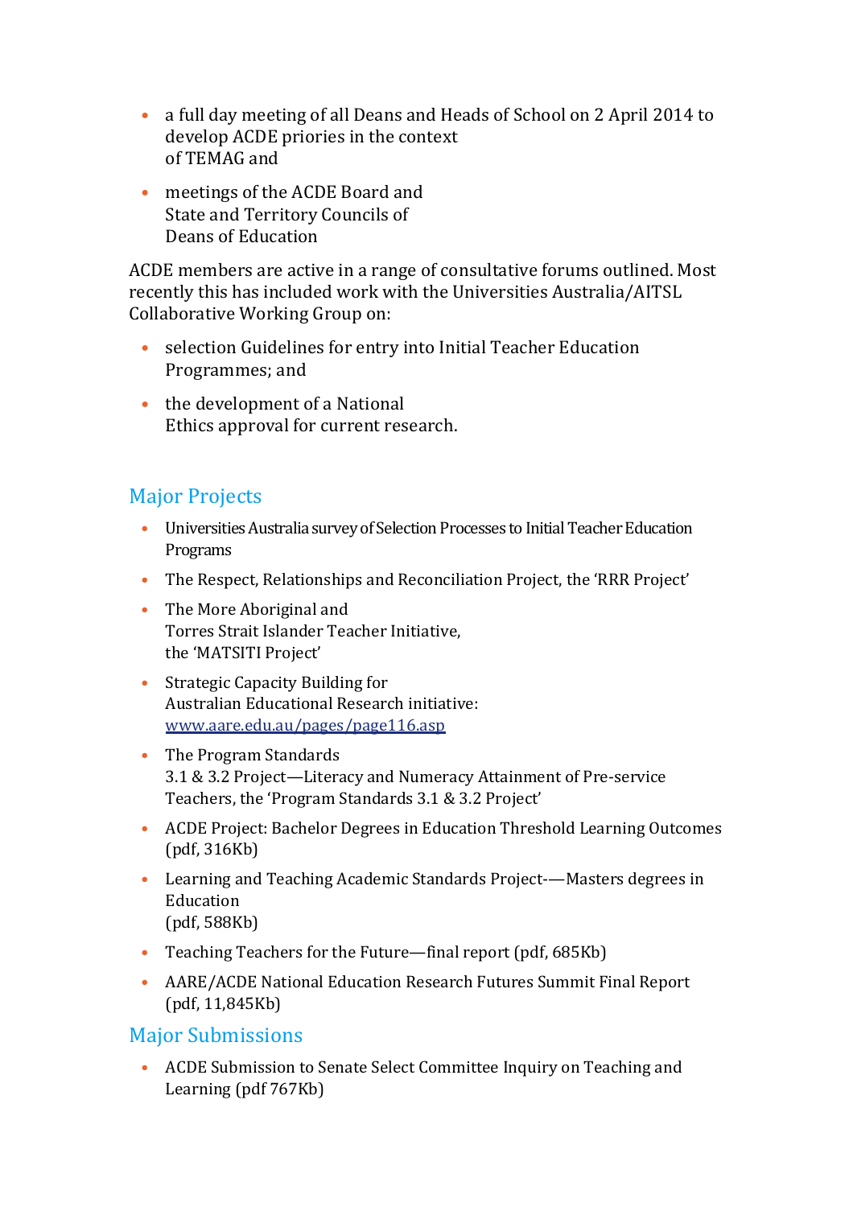- a full day meeting of all Deans and Heads of School on 2 April 2014 to develop ACDE priories in the context of TEMAG and
- meetings of the ACDE Board and State and Territory Councils of Deans of Education

ACDE members are active in a range of consultative forums outlined. Most recently this has included work with the Universities Australia/AITSL Collaborative Working Group on:

- selection Guidelines for entry into Initial Teacher Education Programmes; and
- the development of a National Ethics approval for current research.

## Major Projects

- Universities Australia survey of Selection Processes to Initial Teacher Education Programs
- The Respect, Relationships and Reconciliation Project, the 'RRR Project'
- The More Aboriginal and Torres Strait Islander Teacher Initiative, the 'MATSITI Project'
- Strategic Capacity Building for Australian Educational Research initiative: www.aare.edu.au/pages/page116.asp
- The Program Standards 3.1 & 3.2 Project—Literacy and Numeracy Attainment of Pre-service Teachers, the 'Program Standards 3.1 & 3.2 Project'
- ACDE Project: Bachelor Degrees in Education Threshold Learning Outcomes (pdf, 316Kb)
- Learning and Teaching Academic Standards Project-—Masters degrees in Education (pdf, 588Kb)
- Teaching Teachers for the Future—final report (pdf, 685Kb)
- AARE/ACDE National Education Research Futures Summit Final Report (pdf, 11,845Kb)

## Major Submissions

- ACDE Submission to Senate Select Committee Inquiry on Teaching and Learning (pdf 767Kb)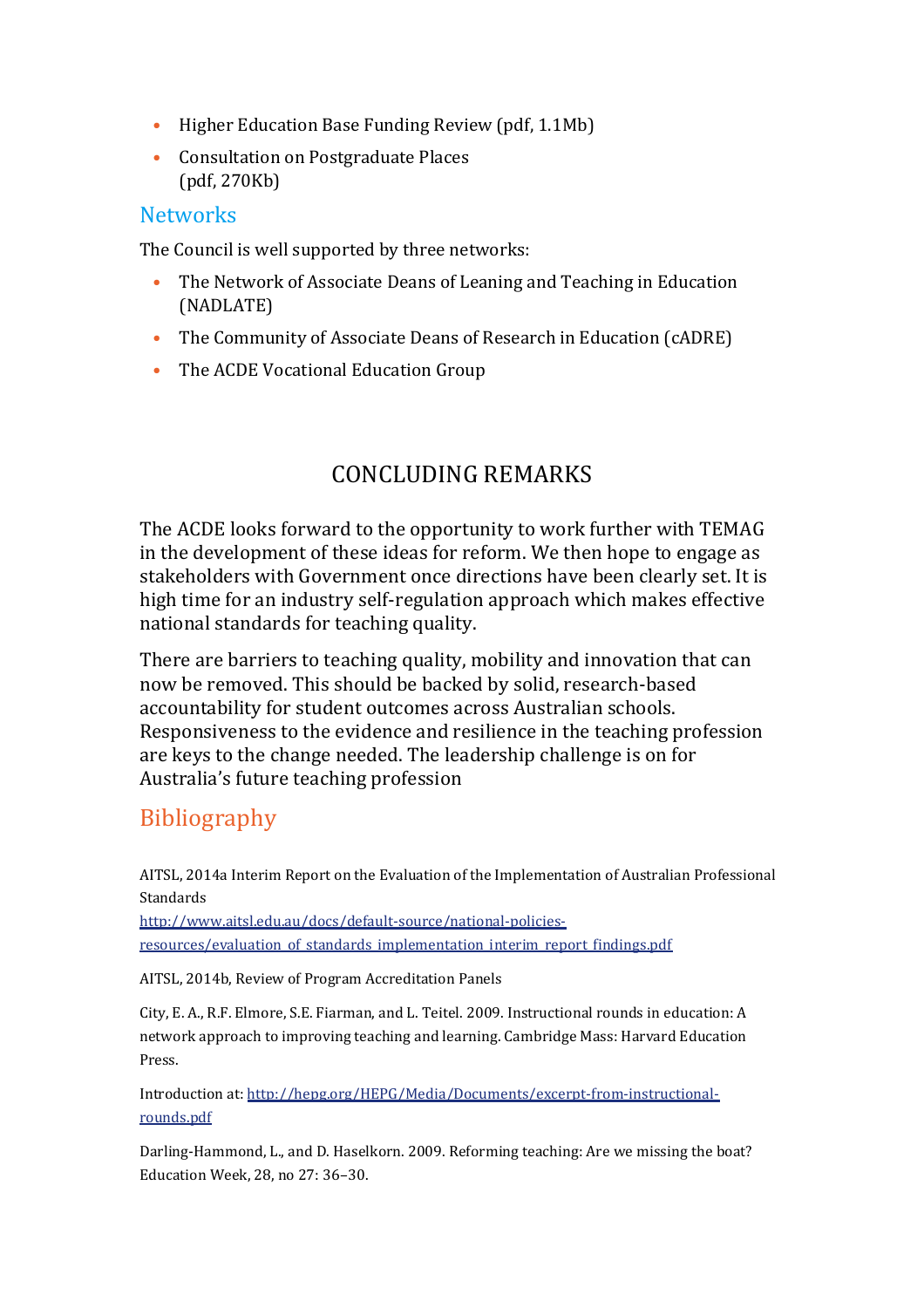- Higher Education Base Funding Review (pdf, 1.1Mb)
- Consultation on Postgraduate Places (pdf, 270Kb)

## Networks

The Council is well supported by three networks:

- The Network of Associate Deans of Leaning and Teaching in Education (NADLATE)
- The Community of Associate Deans of Research in Education (cADRE)
- The ACDE Vocational Education Group

# CONCLUDING REMARKS

The ACDE looks forward to the opportunity to work further with TEMAG in the development of these ideas for reform. We then hope to engage as stakeholders with Government once directions have been clearly set. It is high time for an industry self-regulation approach which makes effective national standards for teaching quality.

There are barriers to teaching quality, mobility and innovation that can now be removed. This should be backed by solid, research-based accountability for student outcomes across Australian schools. Responsiveness to the evidence and resilience in the teaching profession are keys to the change needed. The leadership challenge is on for Australia's future teaching profession

## Bibliography

AITSL, 2014a Interim Report on the Evaluation of the Implementation of Australian Professional Standards
http://www.aitsl.edu.au/docs/default-source/national-policies-resources/evaluation_of_standards_implementation_interim_report_findings.pdf

AITSL, 2014b, Review of Program Accreditation Panels

City, E. A., R.F. Elmore, S.E. Fiarman, and L. Teitel. 2009. Instructional rounds in education: A network approach to improving teaching and learning. Cambridge Mass: Harvard Education Press.

Introduction at: http://hepg.org/HEPG/Media/Documents/excerpt-from-instructional-rounds.pdf

Darling-Hammond, L., and D. Haselkorn. 2009. Reforming teaching: Are we missing the boat? Education Week, 28, no 27: 36–30.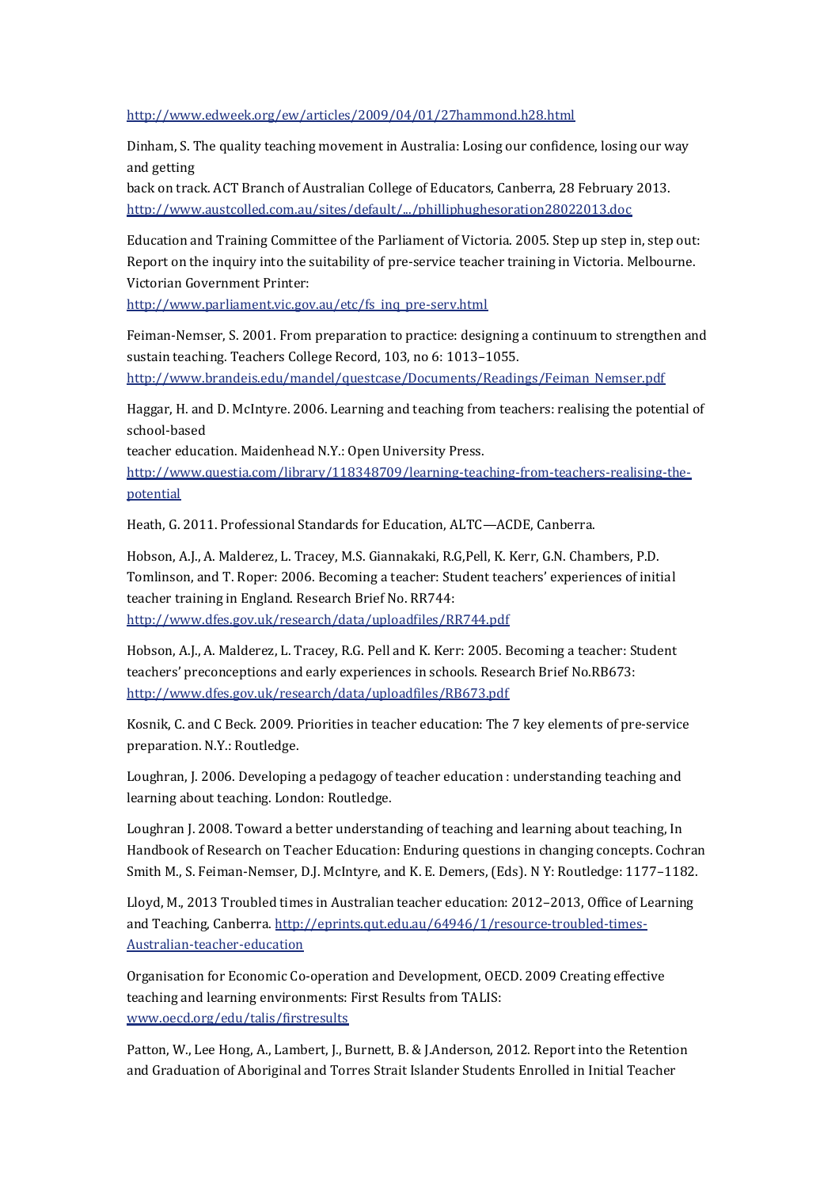http://www.edweek.org/ew/articles/2009/04/01/27hammond.h28.html

Dinham, S. The quality teaching movement in Australia: Losing our confidence, losing our way and getting
back on track. ACT Branch of Australian College of Educators, Canberra, 28 February 2013. http://www.austcolled.com.au/sites/default/.../philliphughesoration28022013.doc

Education and Training Committee of the Parliament of Victoria. 2005. Step up step in, step out: Report on the inquiry into the suitability of pre-service teacher training in Victoria. Melbourne. Victorian Government Printer:
http://www.parliament.vic.gov.au/etc/fs_inq_pre-serv.html

Feiman-Nemser, S. 2001. From preparation to practice: designing a continuum to strengthen and sustain teaching. Teachers College Record, 103, no 6: 1013–1055.
http://www.brandeis.edu/mandel/questcase/Documents/Readings/Feiman_Nemser.pdf

Haggar, H. and D. McIntyre. 2006. Learning and teaching from teachers: realising the potential of school-based
teacher education. Maidenhead N.Y.: Open University Press.
http://www.questia.com/library/118348709/learning-teaching-from-teachers-realising-the-potential

Heath, G. 2011. Professional Standards for Education, ALTC—ACDE, Canberra.

Hobson, A.J., A. Malderez, L. Tracey, M.S. Giannakaki, R.G,Pell, K. Kerr, G.N. Chambers, P.D. Tomlinson, and T. Roper: 2006. Becoming a teacher: Student teachers' experiences of initial teacher training in England. Research Brief No. RR744:
http://www.dfes.gov.uk/research/data/uploadfiles/RR744.pdf

Hobson, A.J., A. Malderez, L. Tracey, R.G. Pell and K. Kerr: 2005. Becoming a teacher: Student teachers' preconceptions and early experiences in schools. Research Brief No.RB673:
http://www.dfes.gov.uk/research/data/uploadfiles/RB673.pdf

Kosnik, C. and C Beck. 2009. Priorities in teacher education: The 7 key elements of pre-service preparation. N.Y.: Routledge.

Loughran, J. 2006. Developing a pedagogy of teacher education : understanding teaching and learning about teaching. London: Routledge.

Loughran J. 2008. Toward a better understanding of teaching and learning about teaching, In Handbook of Research on Teacher Education: Enduring questions in changing concepts. Cochran Smith M., S. Feiman-Nemser, D.J. McIntyre, and K. E. Demers, (Eds). N Y: Routledge: 1177–1182.

Lloyd, M., 2013 Troubled times in Australian teacher education: 2012–2013, Office of Learning and Teaching, Canberra. http://eprints.qut.edu.au/64946/1/resource-troubled-times-Australian-teacher-education

Organisation for Economic Co-operation and Development, OECD. 2009 Creating effective teaching and learning environments: First Results from TALIS:
www.oecd.org/edu/talis/firstresults

Patton, W., Lee Hong, A., Lambert, J., Burnett, B. & J.Anderson, 2012. Report into the Retention and Graduation of Aboriginal and Torres Strait Islander Students Enrolled in Initial Teacher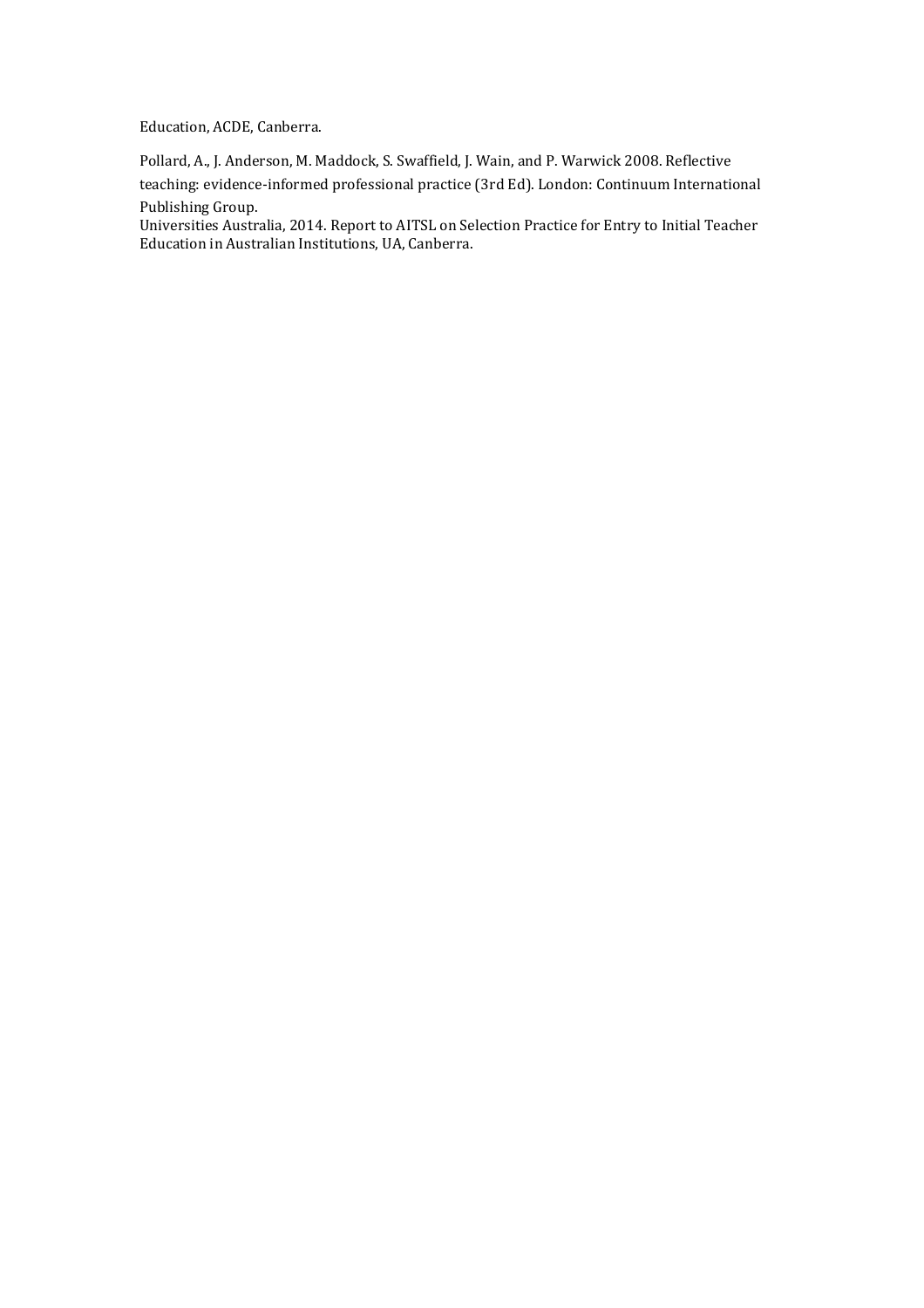Education, ACDE, Canberra.

Pollard, A., J. Anderson, M. Maddock, S. Swaffield, J. Wain, and P. Warwick 2008. Reflective teaching: evidence-informed professional practice (3rd Ed). London: Continuum International Publishing Group.

Universities Australia, 2014. Report to AITSL on Selection Practice for Entry to Initial Teacher Education in Australian Institutions, UA, Canberra.